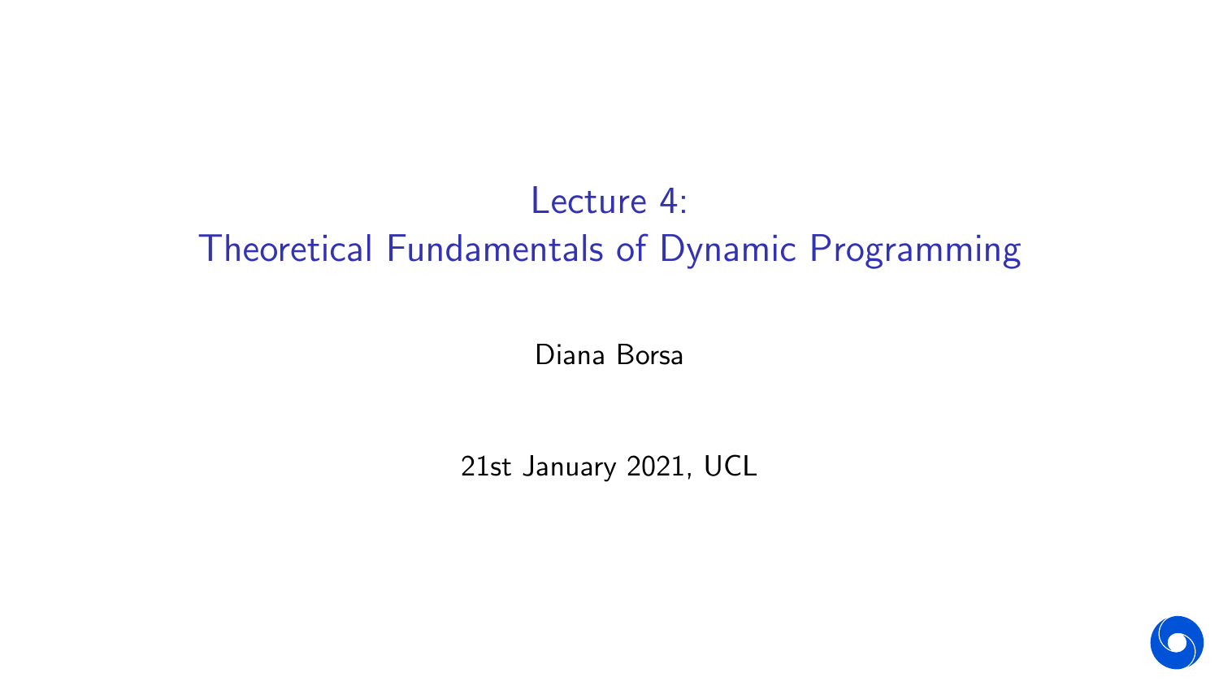# Lecture 4: Theoretical Fundamentals of Dynamic Programming

Diana Borsa

21st January 2021, UCL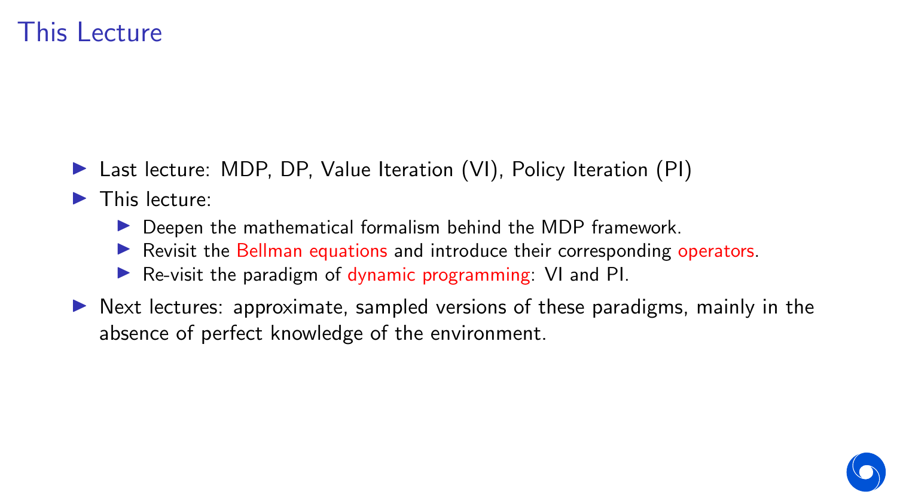# This Lecture

- Last lecture: MDP, DP, Value Iteration (VI), Policy Iteration (PI)
- This lecture:
  - Deepen the mathematical formalism behind the MDP framework.
  - Revisit the Bellman equations and introduce their corresponding operators.
  - Re-visit the paradigm of dynamic programming: VI and PI.
- Next lectures: approximate, sampled versions of these paradigms, mainly in the absence of perfect knowledge of the environment.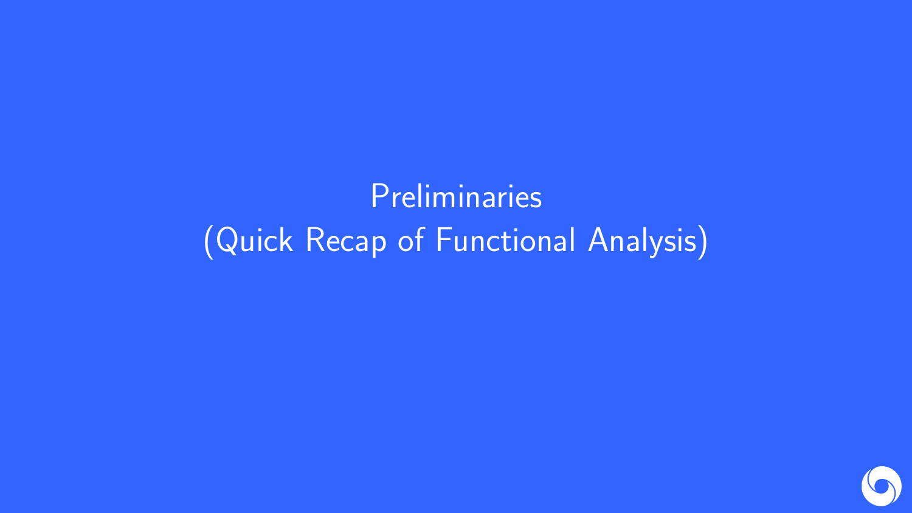# Preliminaries (Quick Recap of Functional Analysis)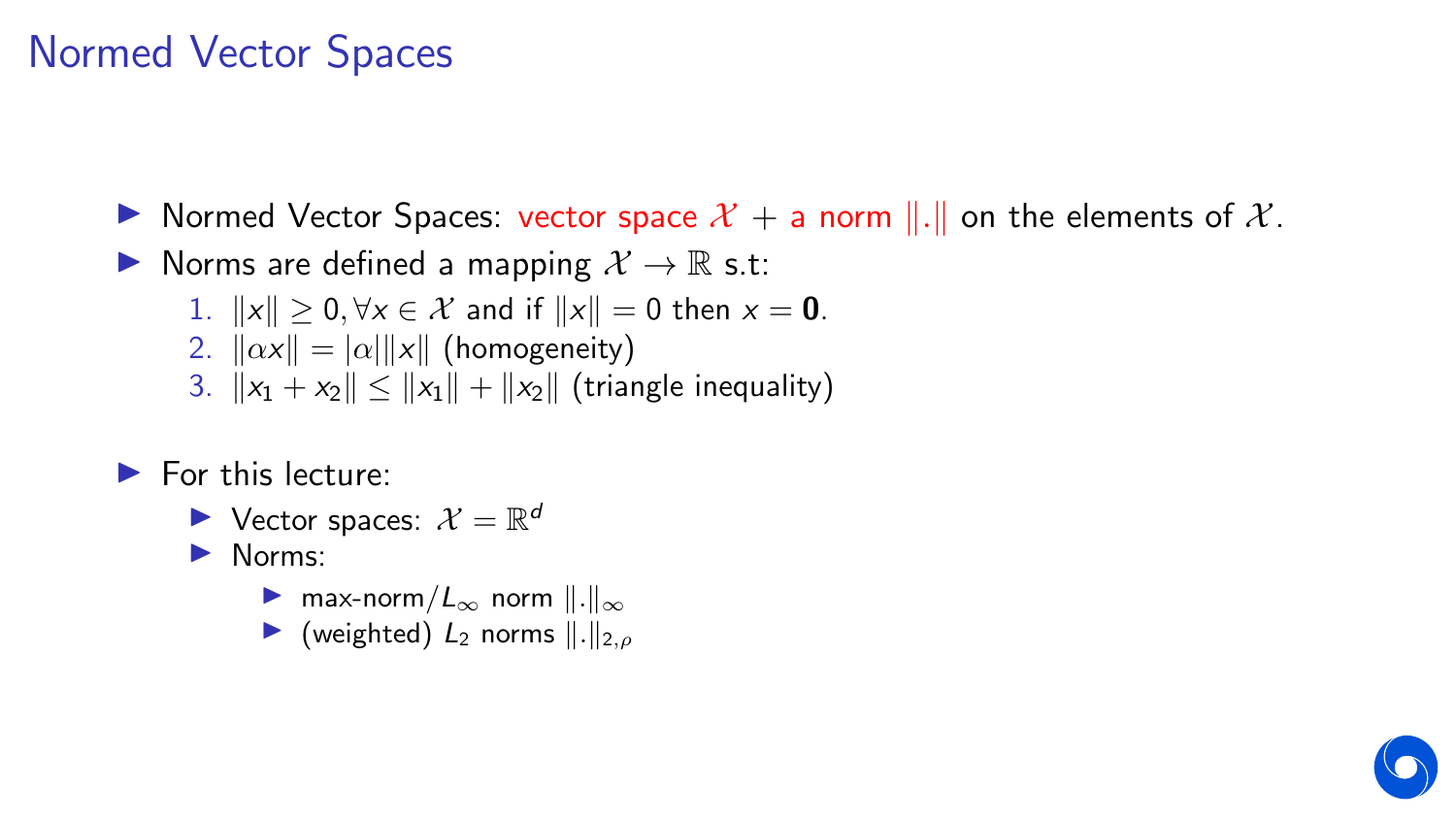# Normed Vector Spaces

- Normed Vector Spaces: vector space $\mathcal{X}$ + a norm $\|.\|$ on the elements of $\mathcal{X}$.
- Norms are defined a mapping $\mathcal{X} \to \mathbb{R}$ s.t:
  1. $\|x\| \geq 0, \forall x \in \mathcal{X}$ and if $\|x\| = 0$ then $x = \mathbf{0}$.
  2. $\|\alpha x\| = |\alpha| \|x\|$ (homogeneity)
  3. $\|x_1 + x_2\| \leq \|x_1\| + \|x_2\|$ (triangle inequality)

- For this lecture:
  - Vector spaces: $\mathcal{X} = \mathbb{R}^d$
  - Norms:
    - max-norm/$L_\infty$ norm $\|.\|_\infty$
    - (weighted) $L_2$ norms $\|.\|_{2,\rho}$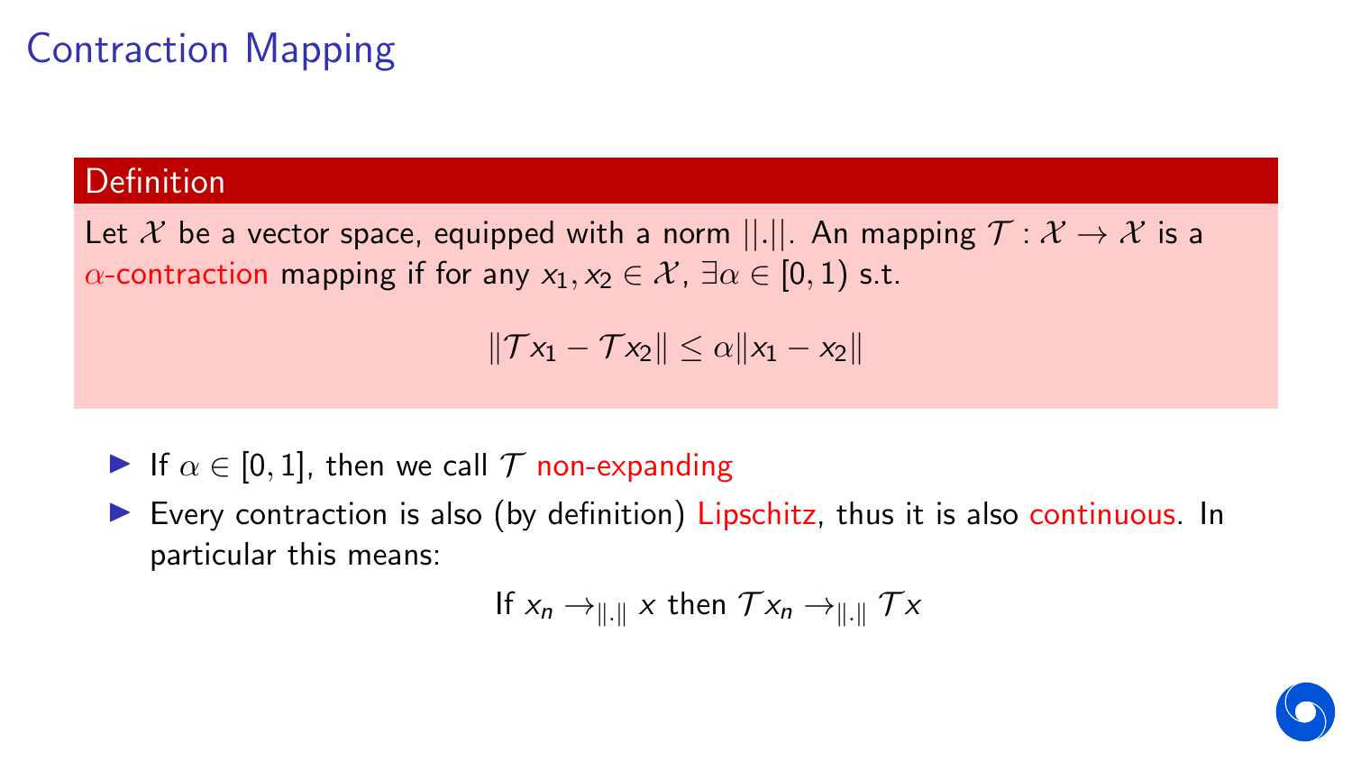# Contraction Mapping

**Definition**

Let $\mathcal{X}$ be a vector space, equipped with a norm $||.||$. An mapping $\mathcal{T} : \mathcal{X} \rightarrow \mathcal{X}$ is a $\alpha$-contraction mapping if for any $x_1, x_2 \in \mathcal{X}$, $\exists \alpha \in [0, 1)$ s.t.

$$\|\mathcal{T}x_1 - \mathcal{T}x_2\| \leq \alpha \|x_1 - x_2\|$$

- If $\alpha \in [0, 1]$, then we call $\mathcal{T}$ non-expanding
- Every contraction is also (by definition) Lipschitz, thus it is also continuous. In particular this means:

$$\text{If } x_n \rightarrow_{\|.\|} x \text{ then } \mathcal{T}x_n \rightarrow_{\|.\|} \mathcal{T}x$$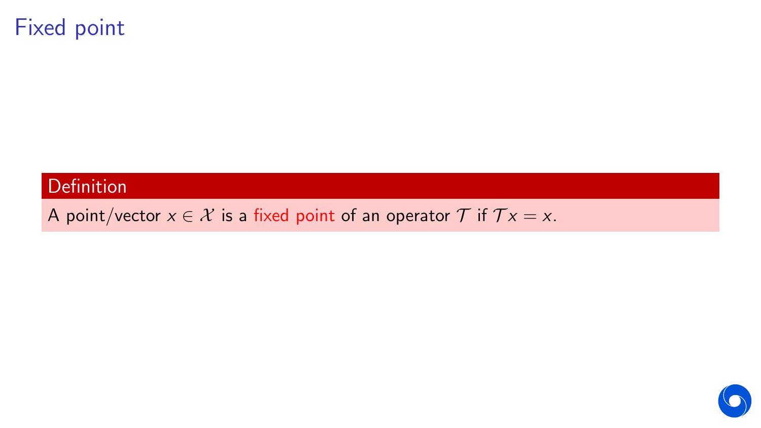# Fixed point

**Definition**

A point/vector $x \in \mathcal{X}$ is a fixed point of an operator $\mathcal{T}$ if $\mathcal{T}x = x$.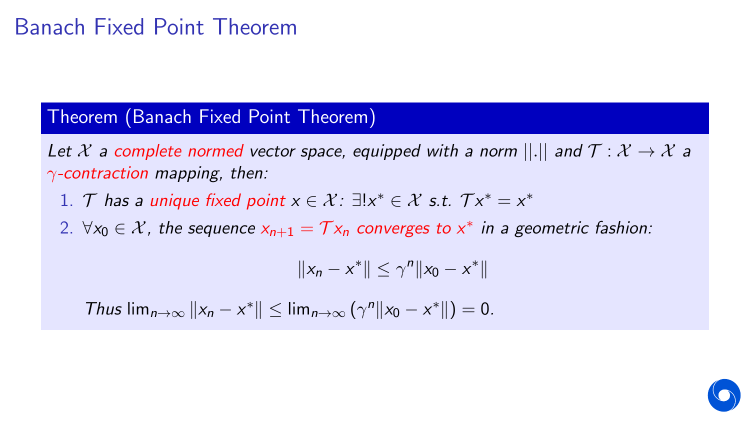# Banach Fixed Point Theorem

**Theorem (Banach Fixed Point Theorem)**

*Let $\mathcal{X}$ a complete normed vector space, equipped with a norm $||.||$ and $\mathcal{T} : \mathcal{X} \to \mathcal{X}$ a $\gamma$-contraction mapping, then:*

1. *$\mathcal{T}$ has a unique fixed point $x \in \mathcal{X}$: $\exists! x^* \in \mathcal{X}$ s.t. $\mathcal{T}x^* = x^*$*
2. *$\forall x_0 \in \mathcal{X}$, the sequence $x_{n+1} = \mathcal{T}x_n$ converges to $x^*$ in a geometric fashion:*

$$\|x_n - x^*\| \leq \gamma^n \|x_0 - x^*\|$$

*Thus* $\lim_{n\to\infty} \|x_n - x^*\| \leq \lim_{n\to\infty} \left(\gamma^n \|x_0 - x^*\|\right) = 0.$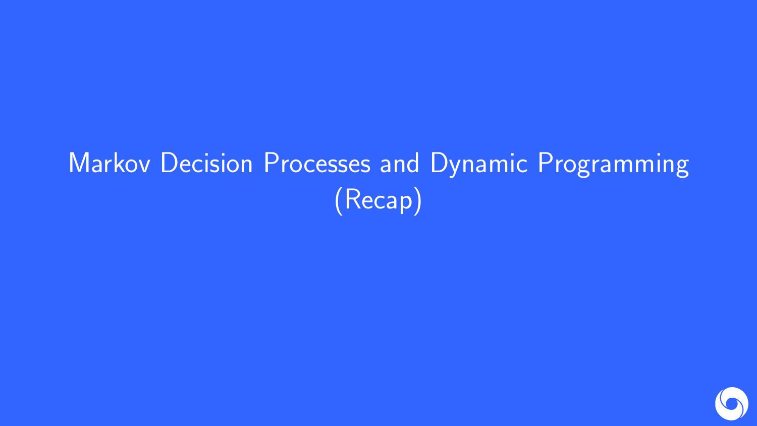# Markov Decision Processes and Dynamic Programming (Recap)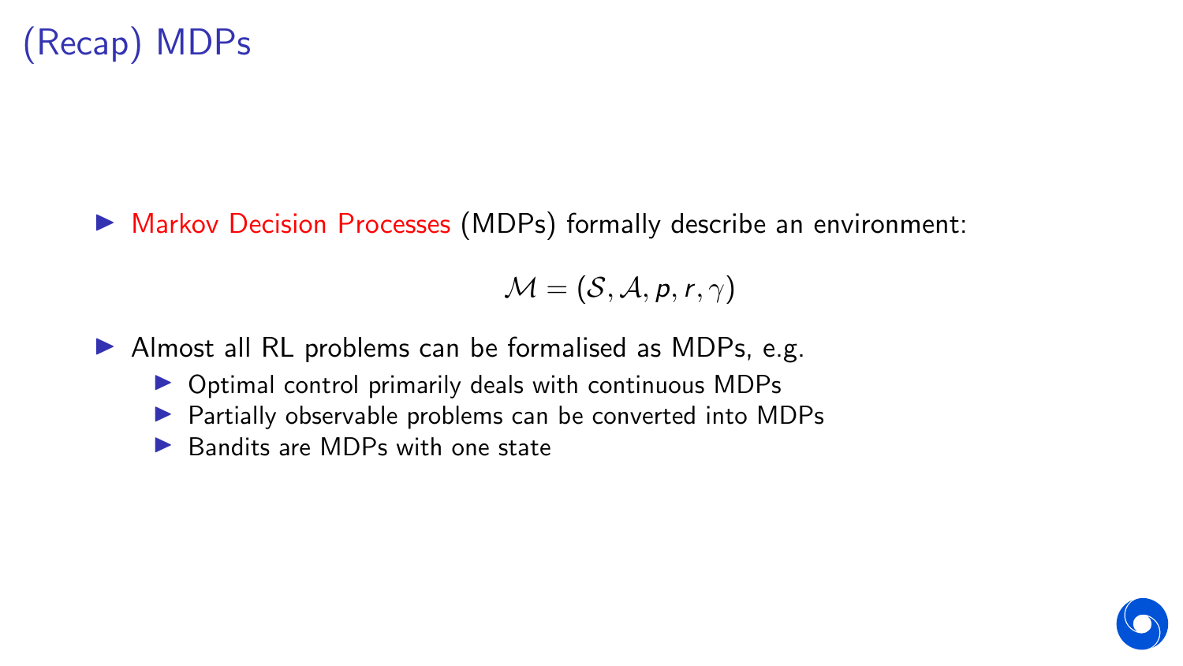# (Recap) MDPs

- Markov Decision Processes (MDPs) formally describe an environment:

$$\mathcal{M} = (\mathcal{S}, \mathcal{A}, p, r, \gamma)$$

- Almost all RL problems can be formalised as MDPs, e.g.
  - Optimal control primarily deals with continuous MDPs
  - Partially observable problems can be converted into MDPs
  - Bandits are MDPs with one state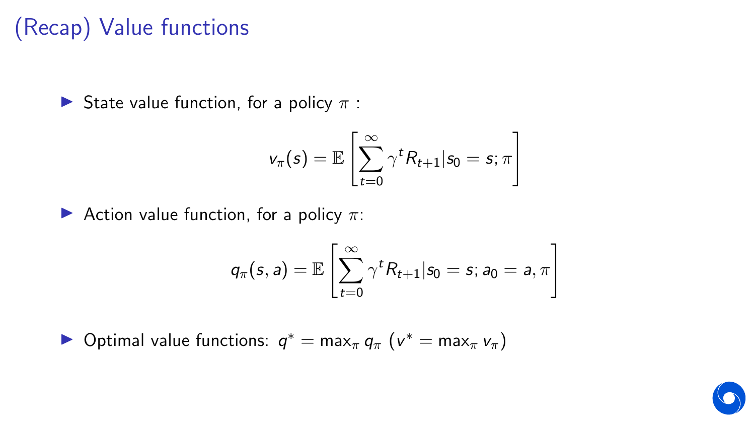# (Recap) Value functions

- State value function, for a policy $\pi$ :

$$v_\pi(s) = \mathbb{E}\left[\sum_{t=0}^{\infty} \gamma^t R_{t+1} | s_0 = s; \pi\right]$$

- Action value function, for a policy $\pi$:

$$q_\pi(s, a) = \mathbb{E}\left[\sum_{t=0}^{\infty} \gamma^t R_{t+1} | s_0 = s; a_0 = a, \pi\right]$$

- Optimal value functions: $q^* = \max_\pi q_\pi$ ($v^* = \max_\pi v_\pi$)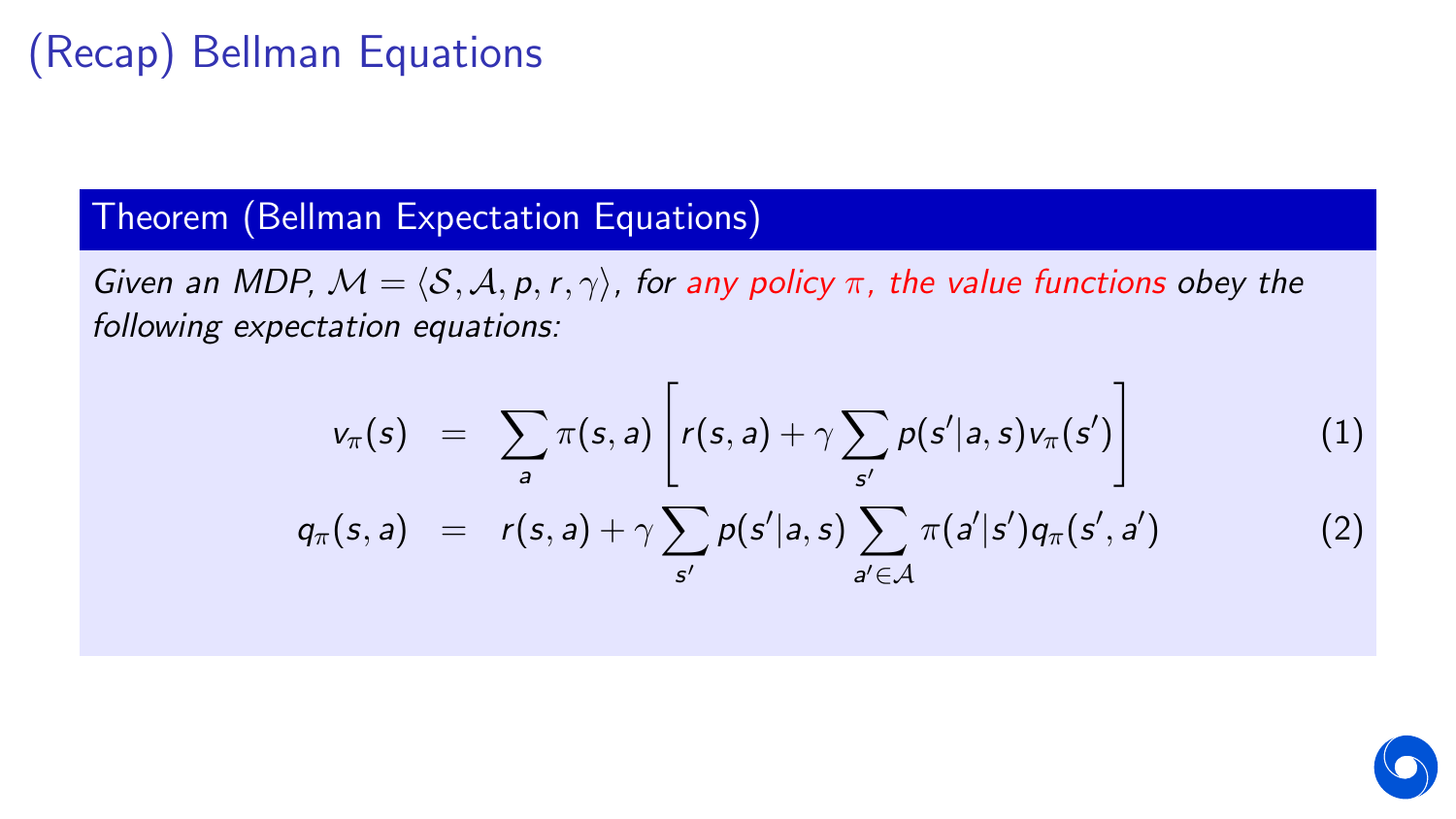# (Recap) Bellman Equations

**Theorem (Bellman Expectation Equations)**

*Given an MDP, $\mathcal{M} = \langle \mathcal{S}, \mathcal{A}, p, r, \gamma \rangle$, for any policy $\pi$, the value functions obey the following expectation equations:*

$$v_\pi(s) = \sum_a \pi(s,a) \left[ r(s,a) + \gamma \sum_{s'} p(s'|a,s) v_\pi(s') \right] \quad (1)$$

$$q_\pi(s,a) = r(s,a) + \gamma \sum_{s'} p(s'|a,s) \sum_{a' \in \mathcal{A}} \pi(a'|s') q_\pi(s',a') \quad (2)$$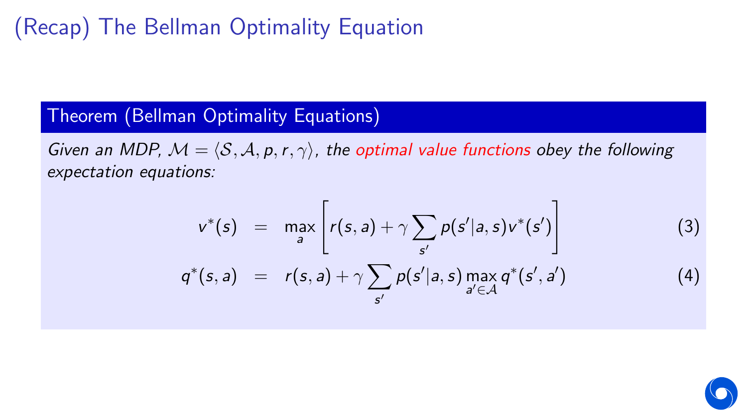# (Recap) The Bellman Optimality Equation

**Theorem (Bellman Optimality Equations)**

*Given an MDP, $\mathcal{M} = \langle \mathcal{S}, \mathcal{A}, p, r, \gamma \rangle$, the optimal value functions obey the following expectation equations:*

$$v^*(s) = \max_a \left[ r(s,a) + \gamma \sum_{s'} p(s'|a,s) v^*(s') \right] \tag{3}$$

$$q^*(s,a) = r(s,a) + \gamma \sum_{s'} p(s'|a,s) \max_{a' \in \mathcal{A}} q^*(s',a') \tag{4}$$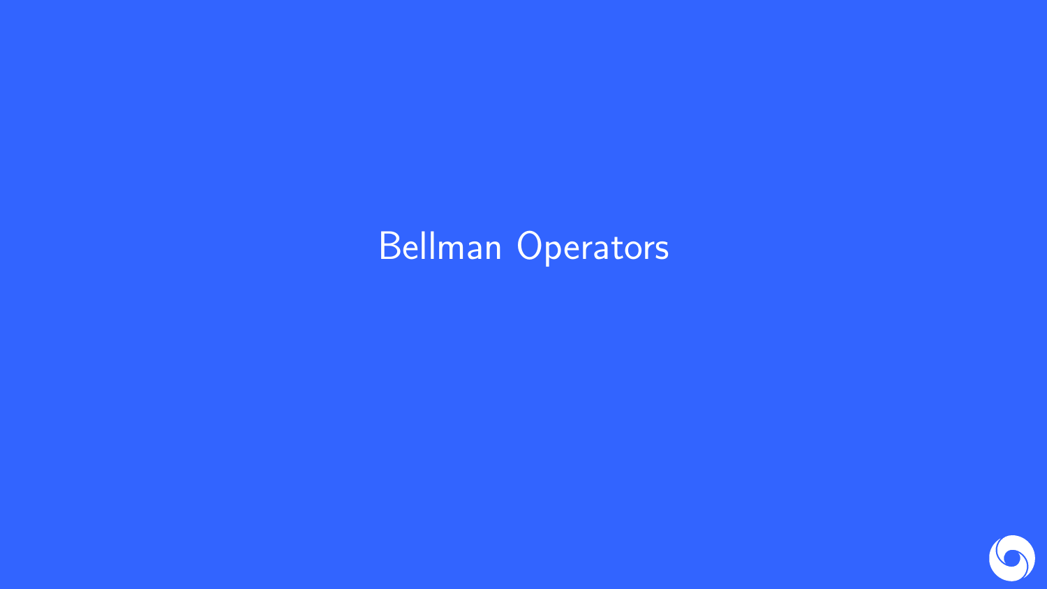# Bellman Operators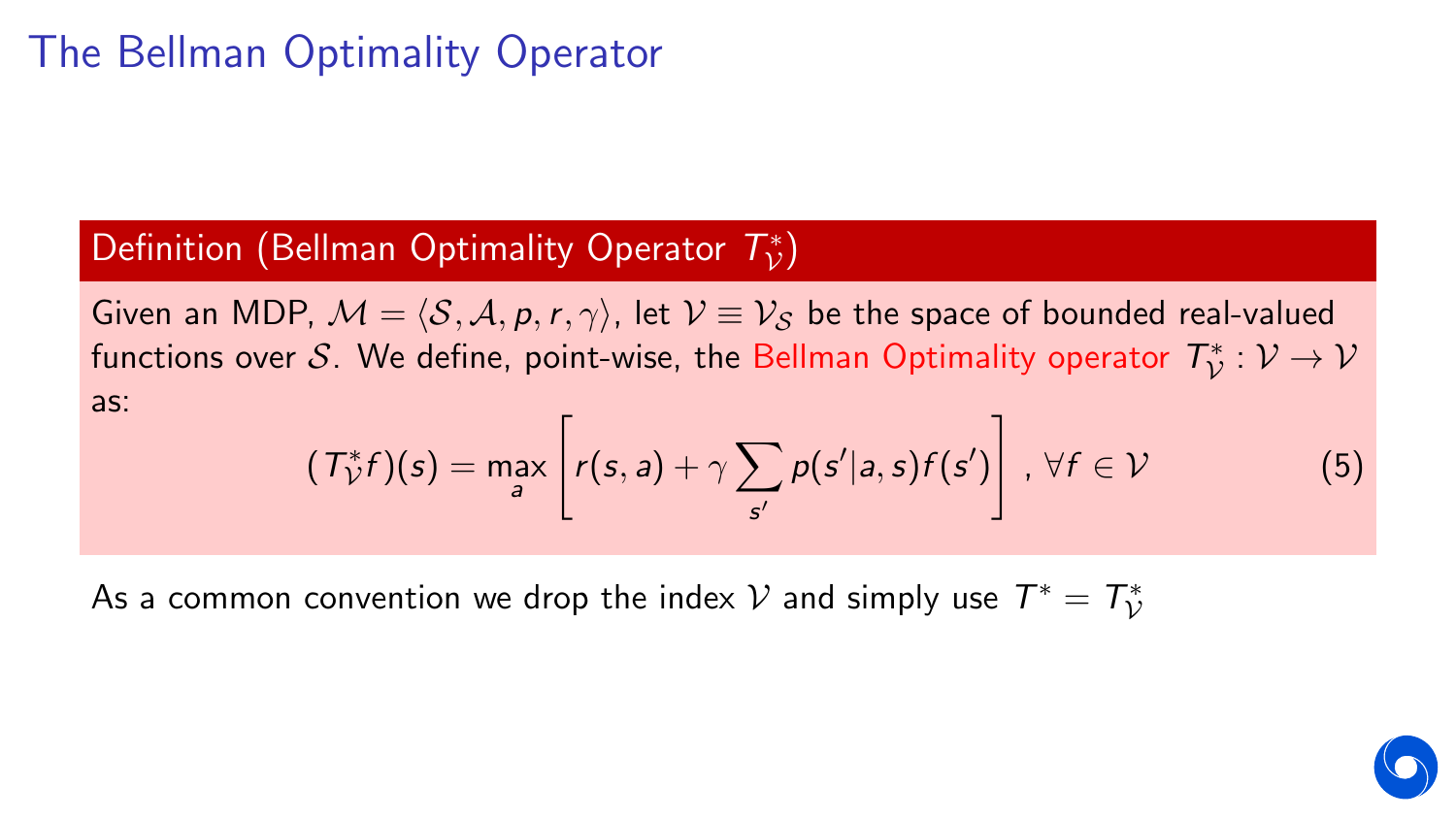# The Bellman Optimality Operator

**Definition (Bellman Optimality Operator $T^*_{\mathcal{V}}$)**

Given an MDP, $\mathcal{M} = \langle \mathcal{S}, \mathcal{A}, p, r, \gamma \rangle$, let $\mathcal{V} \equiv \mathcal{V}_{\mathcal{S}}$ be the space of bounded real-valued functions over $\mathcal{S}$. We define, point-wise, the Bellman Optimality operator $T^*_{\mathcal{V}} : \mathcal{V} \to \mathcal{V}$ as:

$$(T^*_{\mathcal{V}} f)(s) = \max_a \left[ r(s,a) + \gamma \sum_{s'} p(s'|a,s) f(s') \right], \forall f \in \mathcal{V} \tag{5}$$

As a common convention we drop the index $\mathcal{V}$ and simply use $T^* = T^*_{\mathcal{V}}$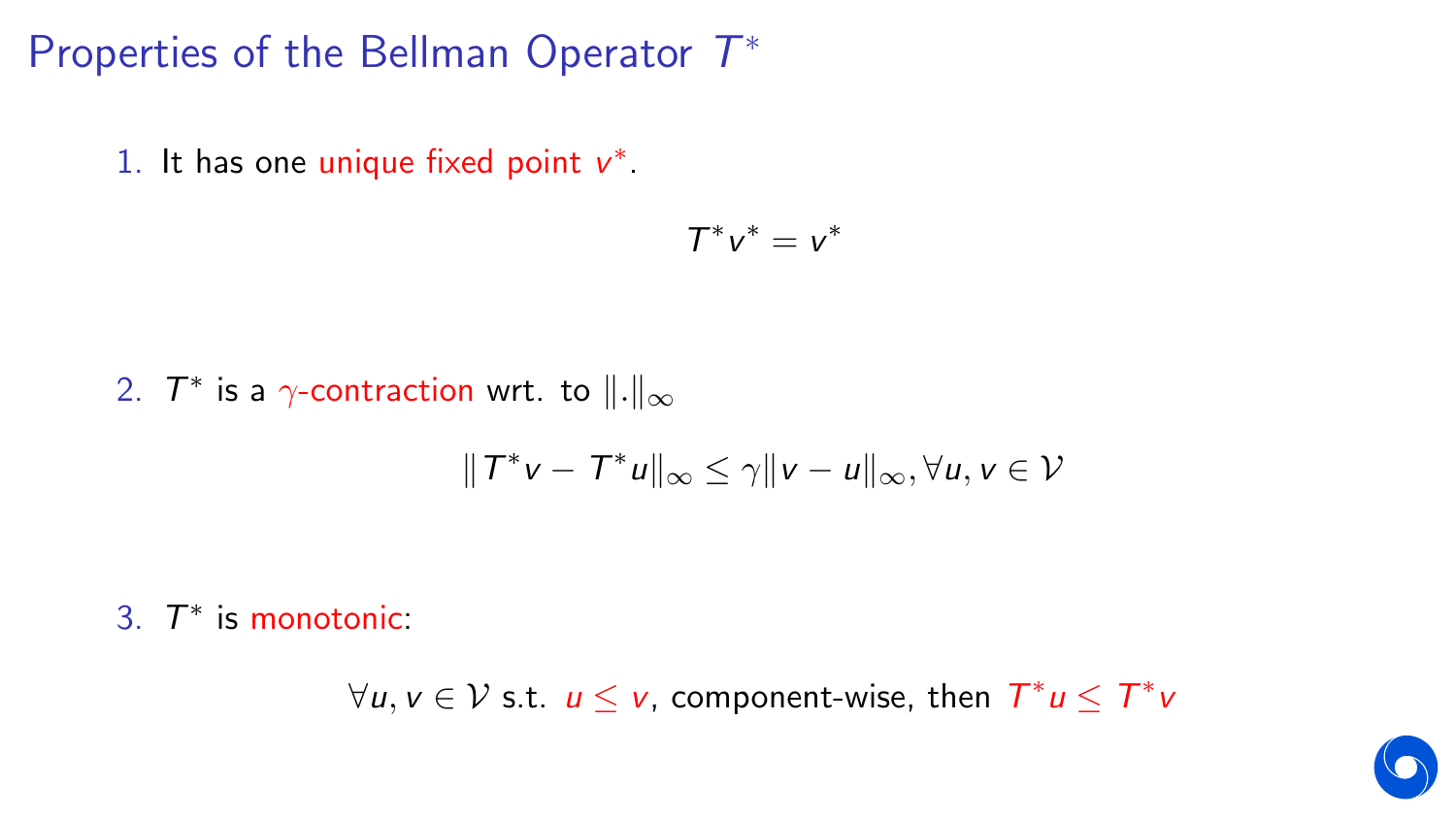# Properties of the Bellman Operator $T^*$

1. It has one unique fixed point $v^*$.

$$T^* v^* = v^*$$

2. $T^*$ is a $\gamma$-contraction wrt. to $\|.\|_\infty$

$$\|T^* v - T^* u\|_\infty \leq \gamma \|v - u\|_\infty, \forall u, v \in \mathcal{V}$$

3. $T^*$ is monotonic:

$$\forall u, v \in \mathcal{V} \text{ s.t. } u \leq v, \text{ component-wise, then } T^* u \leq T^* v$$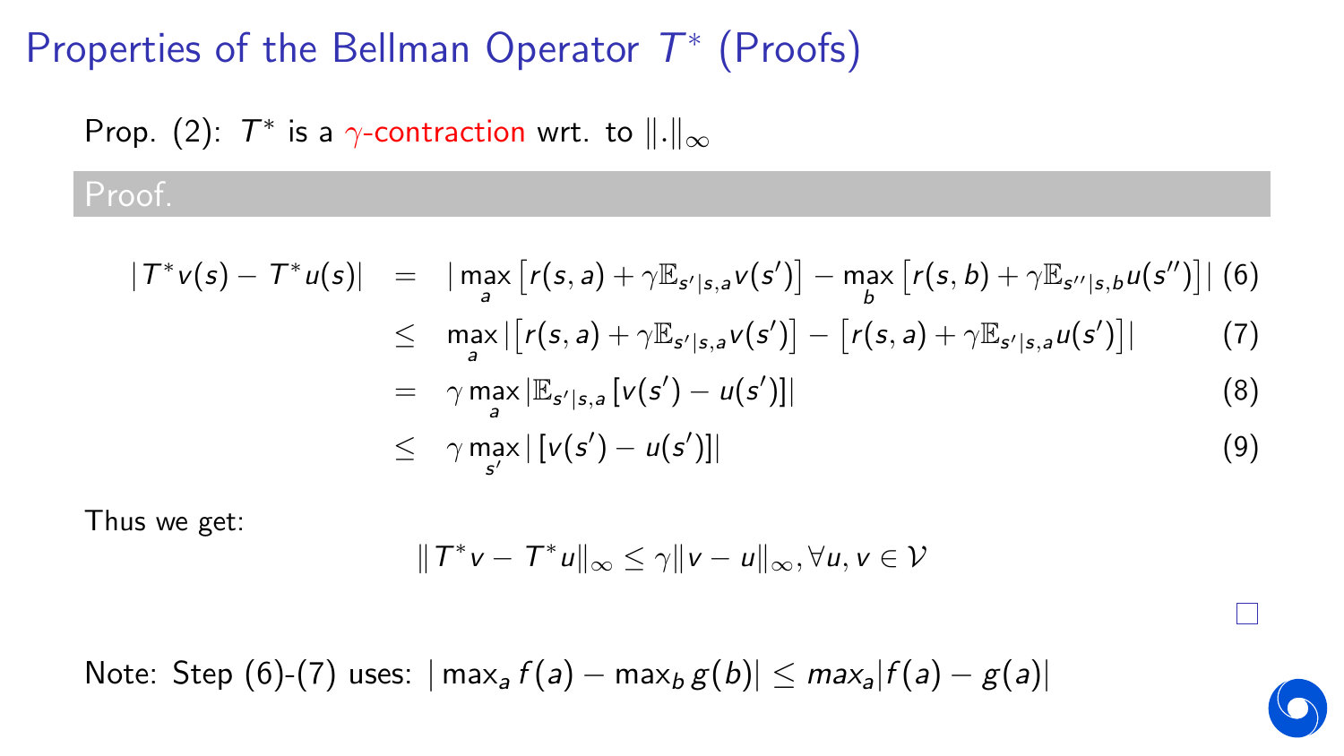# Properties of the Bellman Operator $T^*$ (Proofs)

Prop. (2): $T^*$ is a $\gamma$-contraction wrt. to $\|.\|_\infty$

**Proof.**

$$
\begin{aligned}
|T^*v(s) - T^*u(s)| &= |\max_a \left[r(s,a) + \gamma \mathbb{E}_{s'|s,a} v(s')\right] - \max_b \left[r(s,b) + \gamma \mathbb{E}_{s''|s,b} u(s'')\right]| && (6) \\
&\leq \max_a |\left[r(s,a) + \gamma \mathbb{E}_{s'|s,a} v(s')\right] - \left[r(s,a) + \gamma \mathbb{E}_{s'|s,a} u(s')\right]| && (7) \\
&= \gamma \max_a |\mathbb{E}_{s'|s,a}\left[v(s') - u(s')\right]| && (8) \\
&\leq \gamma \max_{s'} |\left[v(s') - u(s')\right]| && (9)
\end{aligned}
$$

Thus we get:

$$
\|T^*v - T^*u\|_\infty \leq \gamma \|v - u\|_\infty, \forall u, v \in \mathcal{V}
$$

$\square$

Note: Step (6)-(7) uses: $|\max_a f(a) - \max_b g(b)| \leq max_a |f(a) - g(a)|$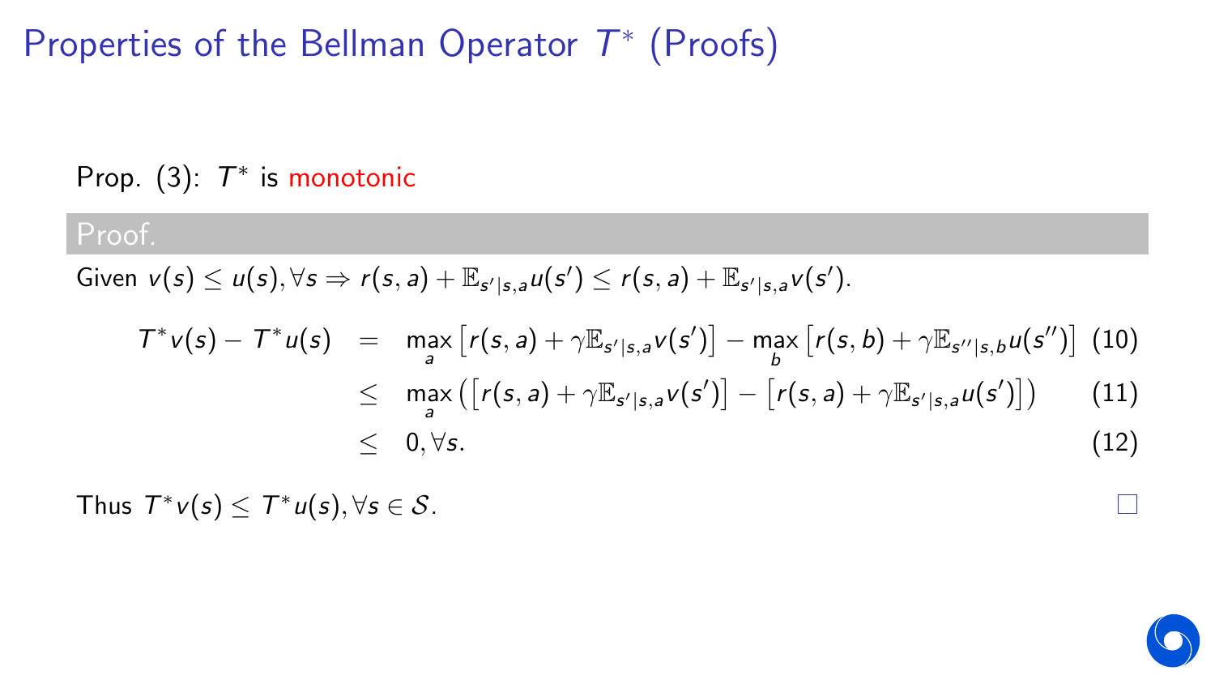# Properties of the Bellman Operator $T^*$ (Proofs)

Prop. (3): $T^*$ is monotonic

**Proof.**

Given $v(s) \leq u(s), \forall s \Rightarrow r(s,a) + \mathbb{E}_{s'|s,a} u(s') \leq r(s,a) + \mathbb{E}_{s'|s,a} v(s')$.

$$
\begin{aligned}
T^* v(s) - T^* u(s) &= \max_a \left[ r(s,a) + \gamma \mathbb{E}_{s'|s,a} v(s') \right] - \max_b \left[ r(s,b) + \gamma \mathbb{E}_{s''|s,b} u(s'') \right] && (10) \\
&\leq \max_a \left( \left[ r(s,a) + \gamma \mathbb{E}_{s'|s,a} v(s') \right] - \left[ r(s,a) + \gamma \mathbb{E}_{s'|s,a} u(s') \right] \right) && (11) \\
&\leq 0, \forall s. && (12)
\end{aligned}
$$

Thus $T^* v(s) \leq T^* u(s), \forall s \in \mathcal{S}$. □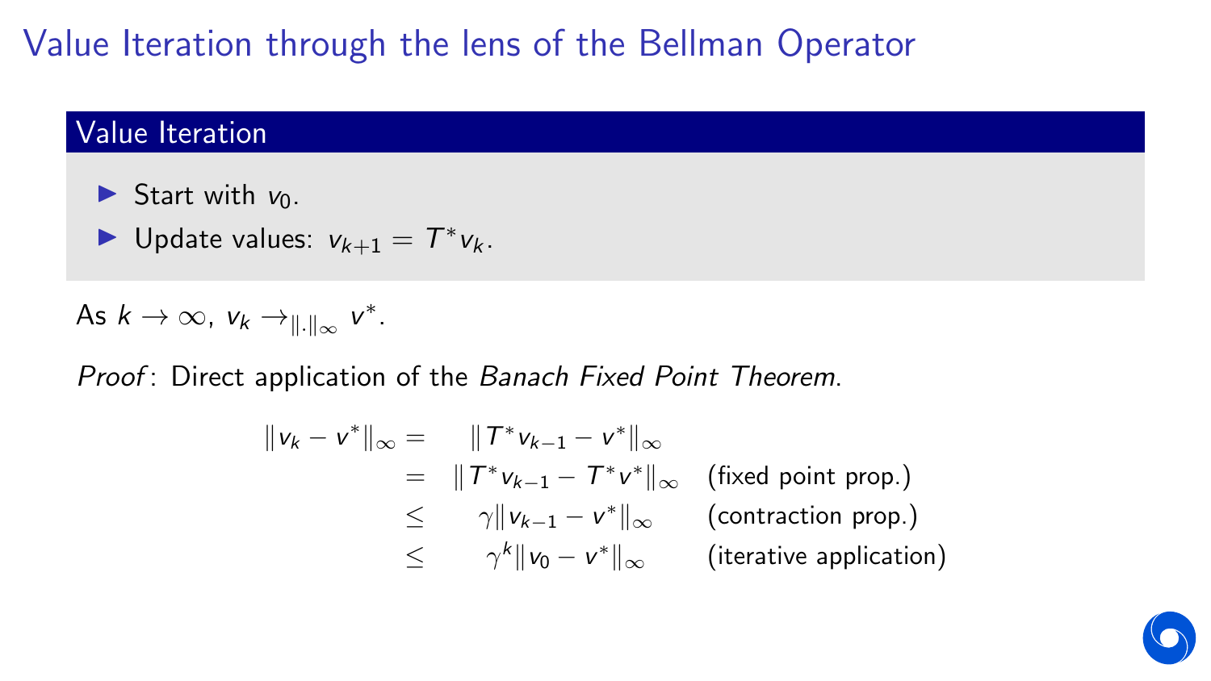# Value Iteration through the lens of the Bellman Operator

## Value Iteration

- Start with $v_0$.
- Update values: $v_{k+1} = T^* v_k$.

As $k \to \infty$, $v_k \to_{\|.\|_\infty} v^*$.

*Proof*: Direct application of the *Banach Fixed Point Theorem*.

$$
\begin{aligned}
\|v_k - v^*\|_\infty &= \|T^* v_{k-1} - v^*\|_\infty \\
&= \|T^* v_{k-1} - T^* v^*\|_\infty \quad \text{(fixed point prop.)} \\
&\leq \gamma \|v_{k-1} - v^*\|_\infty \quad \text{(contraction prop.)} \\
&\leq \gamma^k \|v_0 - v^*\|_\infty \quad \text{(iterative application)}
\end{aligned}
$$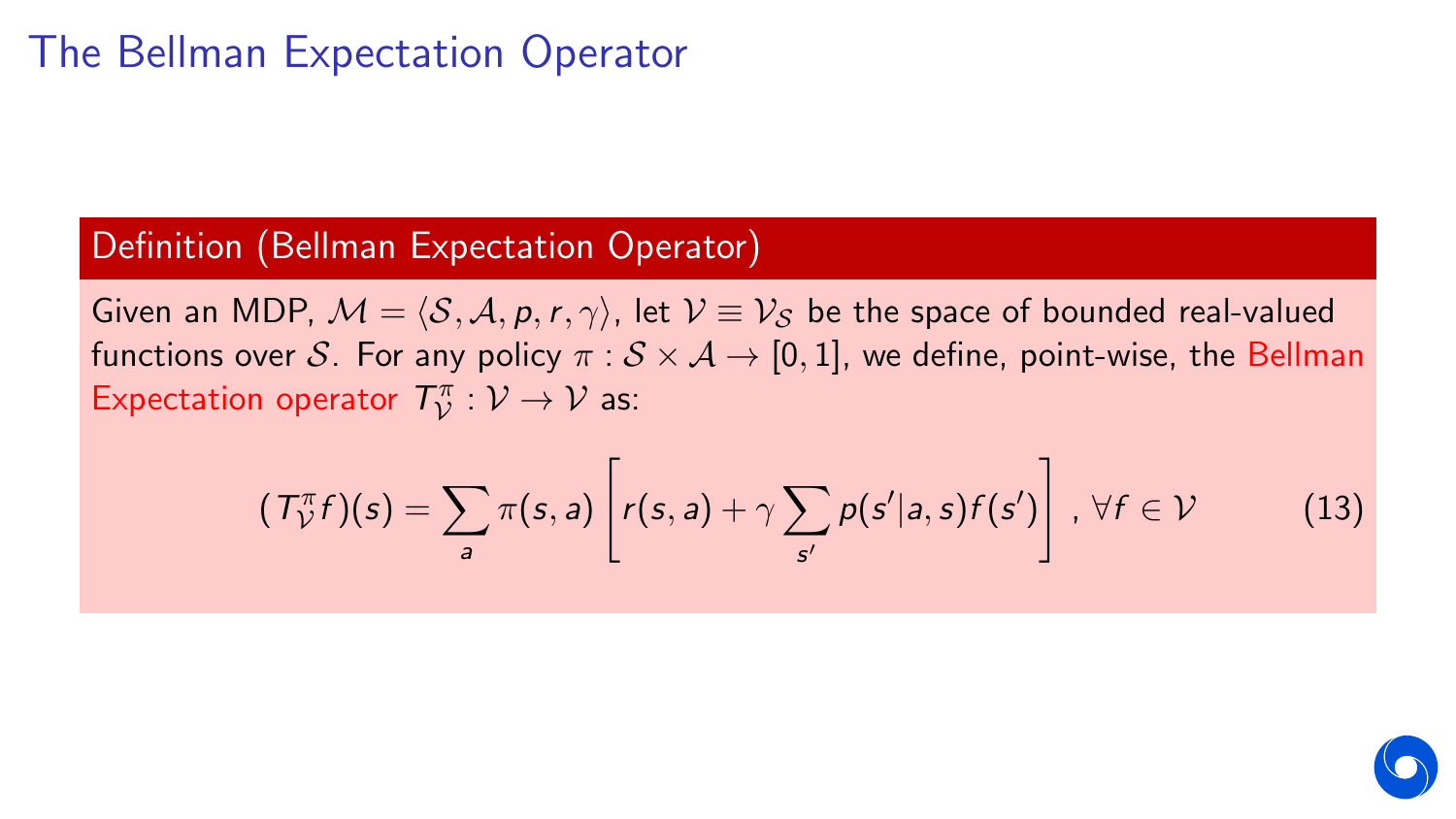# The Bellman Expectation Operator

**Definition (Bellman Expectation Operator)**

Given an MDP, $\mathcal{M} = \langle \mathcal{S}, \mathcal{A}, p, r, \gamma \rangle$, let $\mathcal{V} \equiv \mathcal{V}_{\mathcal{S}}$ be the space of bounded real-valued functions over $\mathcal{S}$. For any policy $\pi : \mathcal{S} \times \mathcal{A} \to [0, 1]$, we define, point-wise, the Bellman Expectation operator $T^{\pi}_{\mathcal{V}} : \mathcal{V} \to \mathcal{V}$ as:

$$(T^{\pi}_{\mathcal{V}} f)(s) = \sum_{a} \pi(s, a) \left[ r(s, a) + \gamma \sum_{s'} p(s'|a, s) f(s') \right], \forall f \in \mathcal{V} \tag{13}$$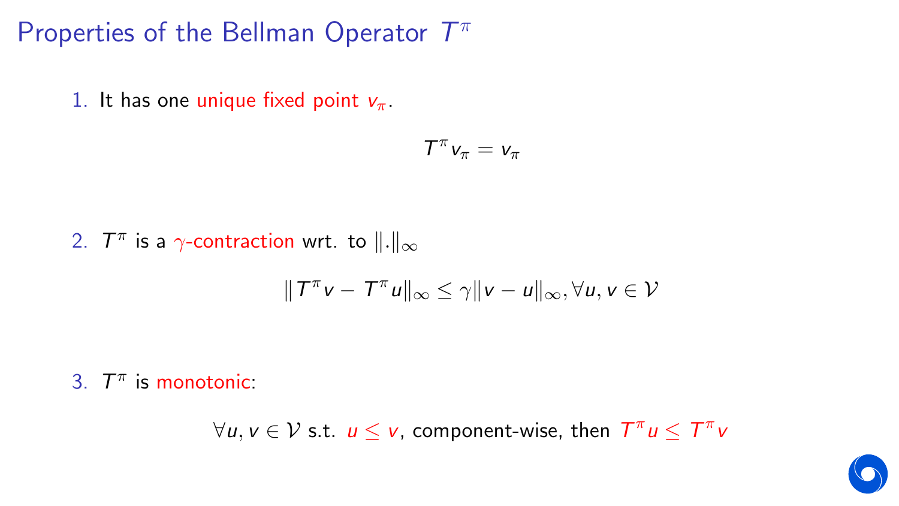# Properties of the Bellman Operator $T^\pi$

1. It has one unique fixed point $v_\pi$.

$$T^\pi v_\pi = v_\pi$$

2. $T^\pi$ is a $\gamma$-contraction wrt. to $\|.\|_\infty$

$$\|T^\pi v - T^\pi u\|_\infty \leq \gamma \|v - u\|_\infty, \forall u, v \in \mathcal{V}$$

3. $T^\pi$ is monotonic:

$$\forall u, v \in \mathcal{V} \text{ s.t. } u \leq v, \text{ component-wise, then } T^\pi u \leq T^\pi v$$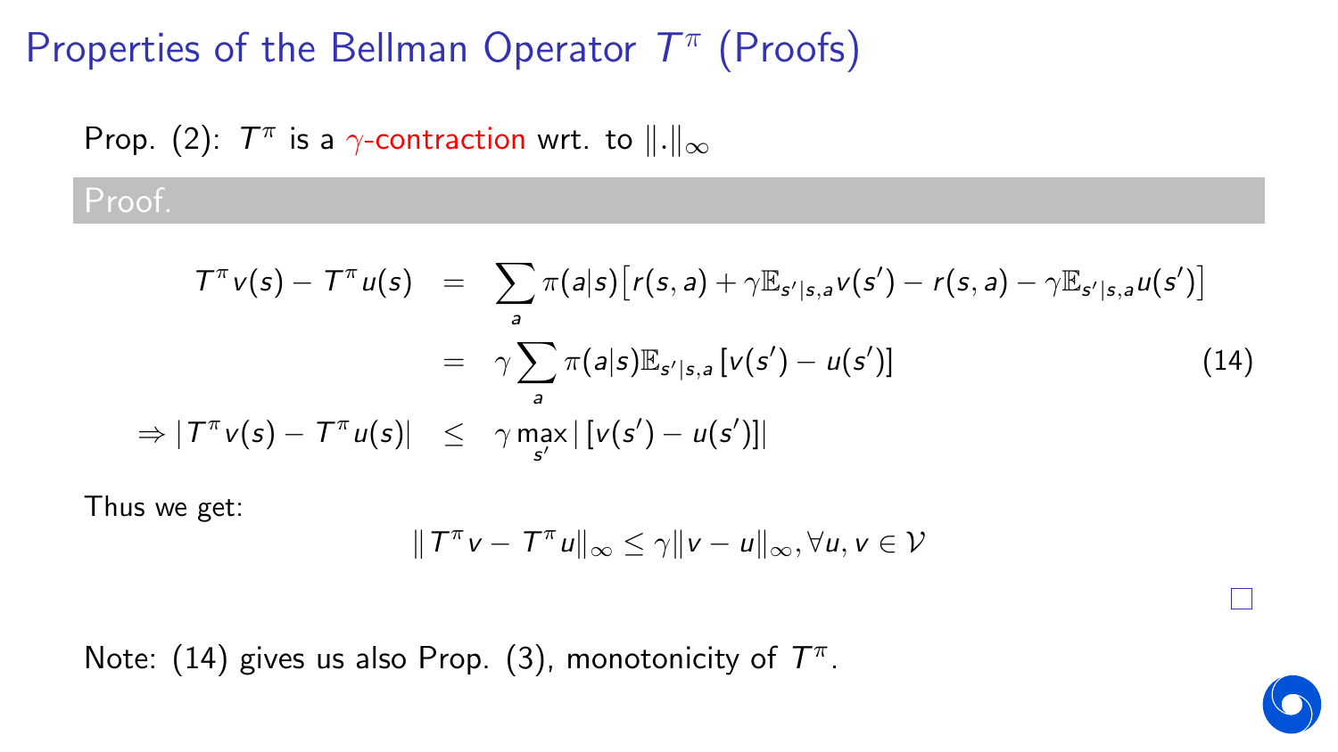# Properties of the Bellman Operator $T^\pi$ (Proofs)

Prop. (2): $T^\pi$ is a $\gamma$-contraction wrt. to $\|.\|_\infty$

**Proof.**

$$
\begin{aligned}
T^\pi v(s) - T^\pi u(s) &= \sum_a \pi(a|s)\big[r(s,a) + \gamma \mathbb{E}_{s'|s,a} v(s') - r(s,a) - \gamma \mathbb{E}_{s'|s,a} u(s')\big] \\
&= \gamma \sum_a \pi(a|s) \mathbb{E}_{s'|s,a} \left[v(s') - u(s')\right] \qquad (14) \\
\Rightarrow |T^\pi v(s) - T^\pi u(s)| &\leq \gamma \max_{s'} |\left[v(s') - u(s')\right]|
\end{aligned}
$$

Thus we get:

$$
\|T^\pi v - T^\pi u\|_\infty \leq \gamma \|v - u\|_\infty, \forall u, v \in \mathcal{V}
$$

□

Note: (14) gives us also Prop. (3), monotonicity of $T^\pi$.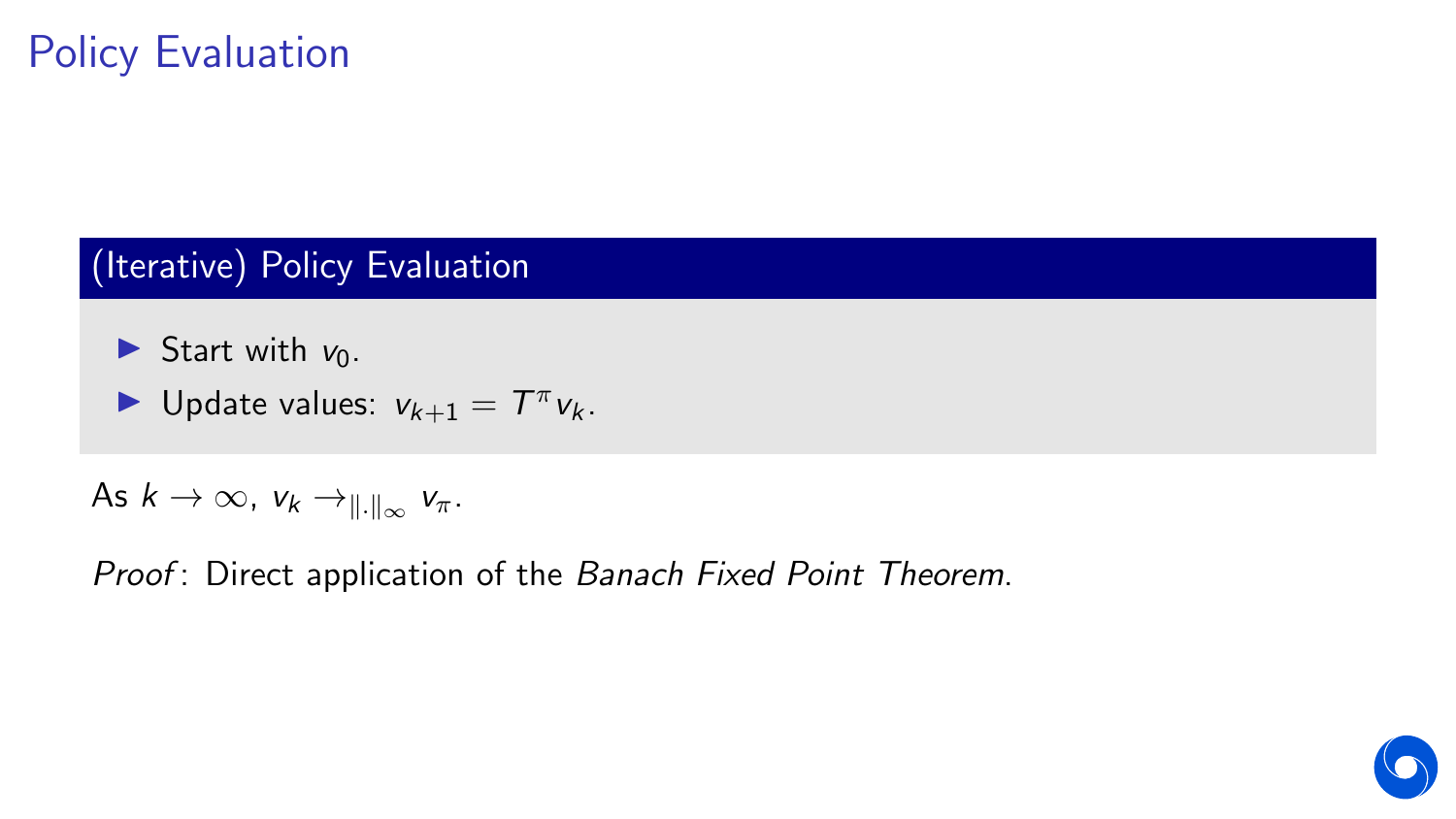# Policy Evaluation

### (Iterative) Policy Evaluation

- Start with $v_0$.
- Update values: $v_{k+1} = T^\pi v_k$.

As $k \to \infty$, $v_k \to_{\|.\|_\infty} v_\pi$.

*Proof*: Direct application of the *Banach Fixed Point Theorem*.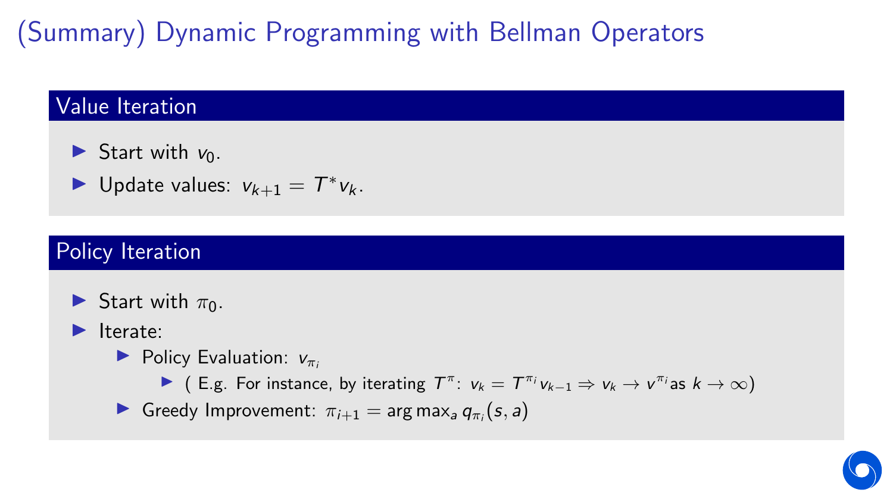# (Summary) Dynamic Programming with Bellman Operators

## Value Iteration

- Start with $v_0$.
- Update values: $v_{k+1} = T^* v_k$.

## Policy Iteration

- Start with $\pi_0$.
- Iterate:
  - Policy Evaluation: $v_{\pi_i}$
    - ( E.g. For instance, by iterating $T^\pi$: $v_k = T^{\pi_i} v_{k-1} \Rightarrow v_k \to v^{\pi_i}$ as $k \to \infty$)
  - Greedy Improvement: $\pi_{i+1} = \arg\max_a q_{\pi_i}(s, a)$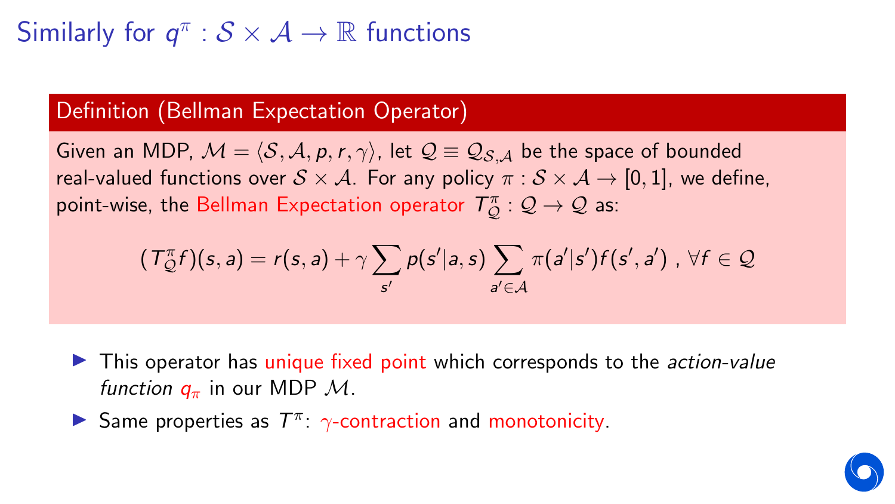# Similarly for $q^\pi : \mathcal{S} \times \mathcal{A} \rightarrow \mathbb{R}$ functions

**Definition (Bellman Expectation Operator)**

Given an MDP, $\mathcal{M} = \langle \mathcal{S}, \mathcal{A}, p, r, \gamma \rangle$, let $\mathcal{Q} \equiv \mathcal{Q}_{\mathcal{S},\mathcal{A}}$ be the space of bounded real-valued functions over $\mathcal{S} \times \mathcal{A}$. For any policy $\pi : \mathcal{S} \times \mathcal{A} \rightarrow [0, 1]$, we define, point-wise, the Bellman Expectation operator $T^\pi_\mathcal{Q} : \mathcal{Q} \rightarrow \mathcal{Q}$ as:

$$(T^\pi_\mathcal{Q} f)(s, a) = r(s, a) + \gamma \sum_{s'} p(s'|a, s) \sum_{a' \in \mathcal{A}} \pi(a'|s') f(s', a') \text{ , } \forall f \in \mathcal{Q}$$

- This operator has unique fixed point which corresponds to the *action-value function* $q_\pi$ in our MDP $\mathcal{M}$.
- Same properties as $T^\pi$: $\gamma$-contraction and monotonicity.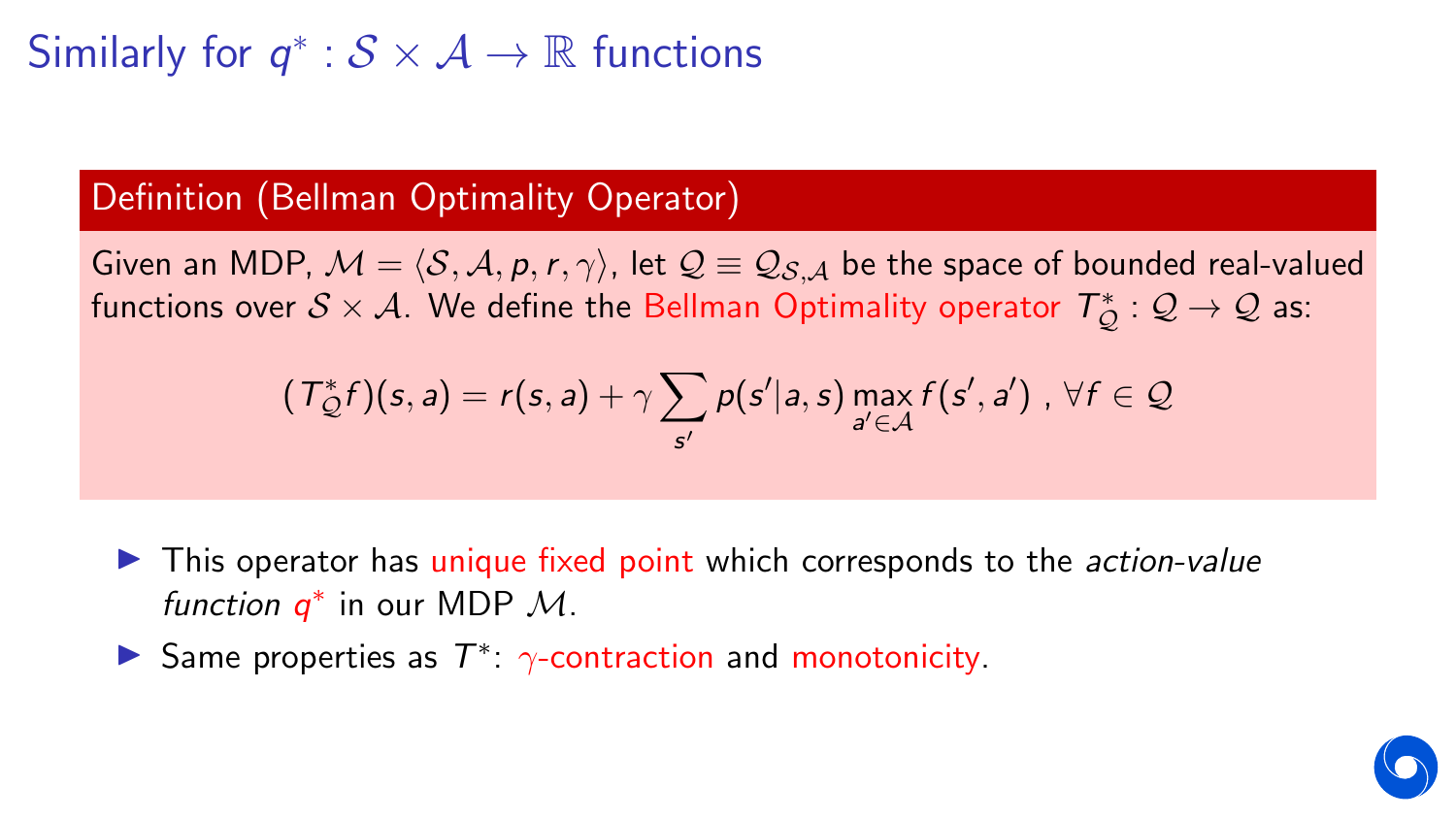# Similarly for $q^* : \mathcal{S} \times \mathcal{A} \rightarrow \mathbb{R}$ functions

**Definition (Bellman Optimality Operator)**

Given an MDP, $\mathcal{M} = \langle \mathcal{S}, \mathcal{A}, p, r, \gamma \rangle$, let $\mathcal{Q} \equiv \mathcal{Q}_{\mathcal{S},\mathcal{A}}$ be the space of bounded real-valued functions over $\mathcal{S} \times \mathcal{A}$. We define the Bellman Optimality operator $T^*_{\mathcal{Q}} : \mathcal{Q} \rightarrow \mathcal{Q}$ as:

$$(T^*_{\mathcal{Q}} f)(s, a) = r(s, a) + \gamma \sum_{s'} p(s'|a, s) \max_{a' \in \mathcal{A}} f(s', a') \text{ , } \forall f \in \mathcal{Q}$$

- This operator has unique fixed point which corresponds to the *action-value function* $q^*$ in our MDP $\mathcal{M}$.
- Same properties as $T^*$: $\gamma$-contraction and monotonicity.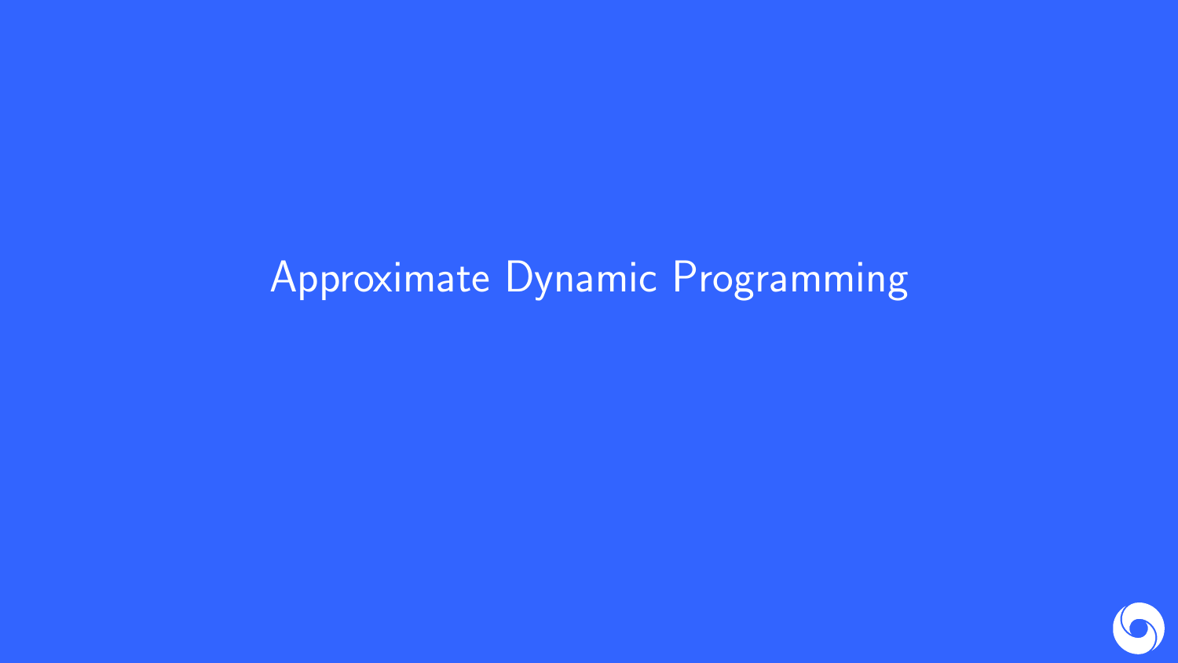# Approximate Dynamic Programming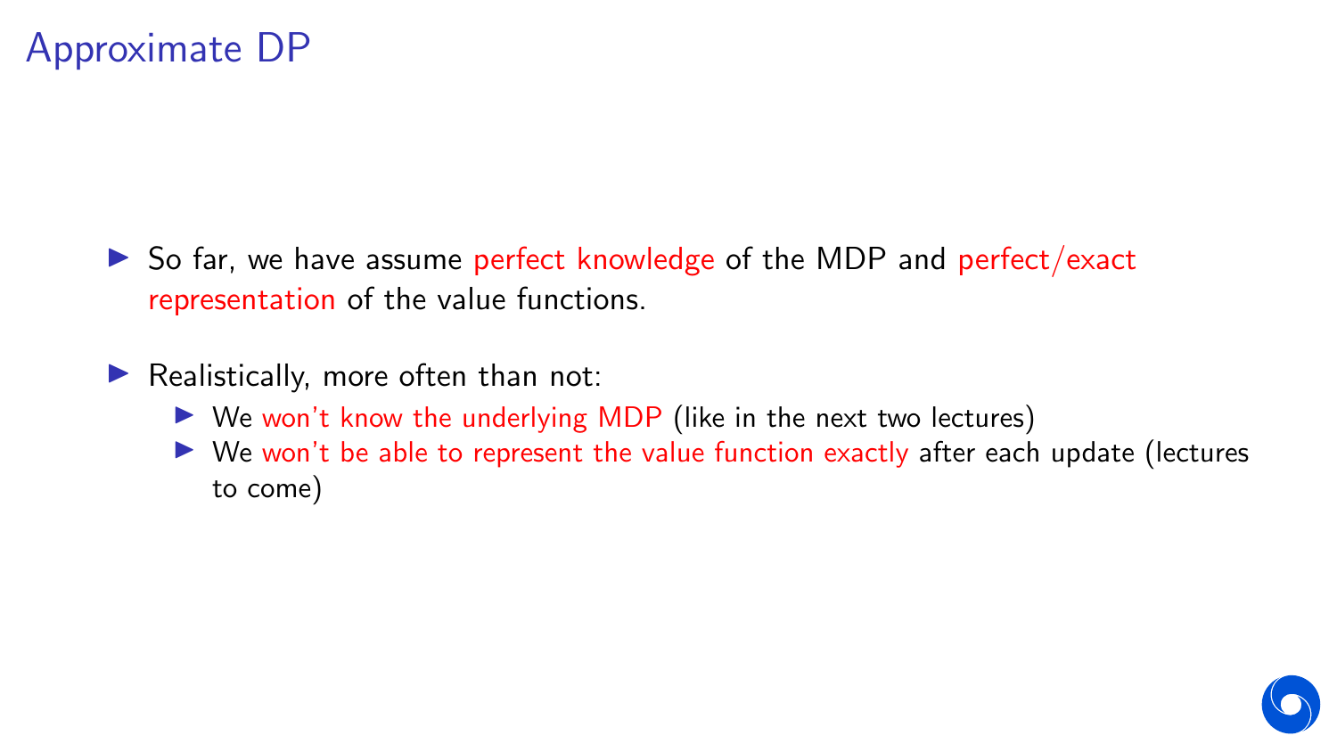# Approximate DP

- So far, we have assume perfect knowledge of the MDP and perfect/exact representation of the value functions.
- Realistically, more often than not:
  - We won't know the underlying MDP (like in the next two lectures)
  - We won't be able to represent the value function exactly after each update (lectures to come)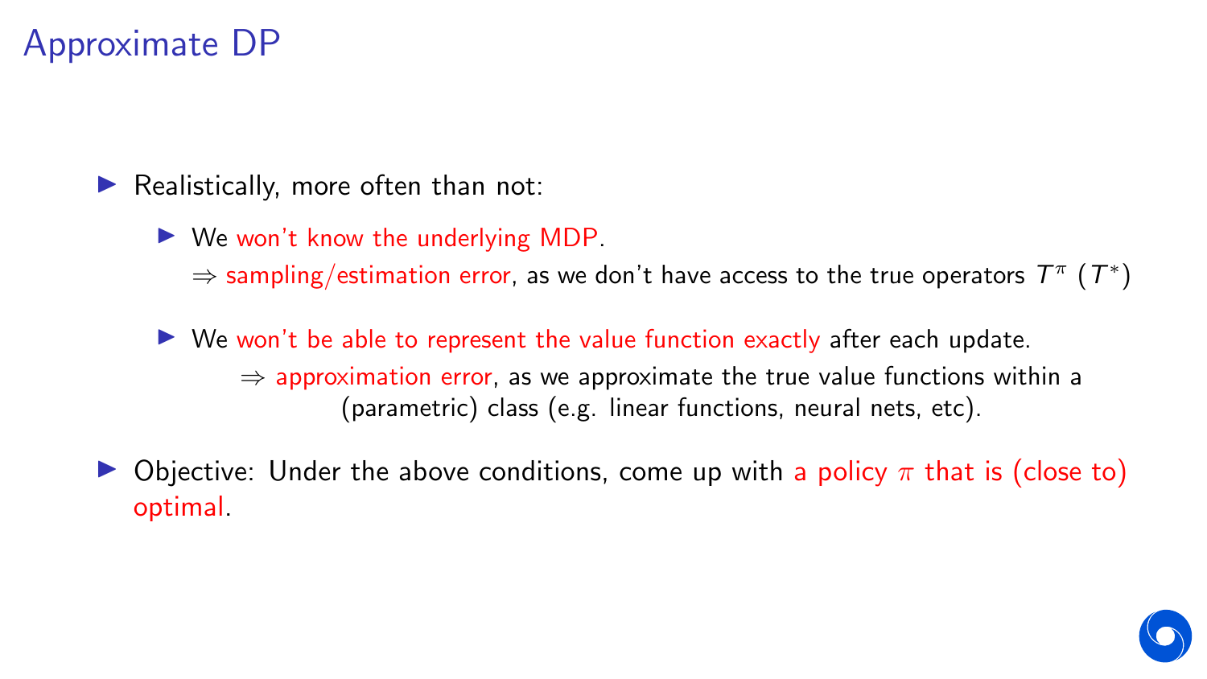# Approximate DP

- Realistically, more often than not:
  - We won't know the underlying MDP.
    $\Rightarrow$ sampling/estimation error, as we don't have access to the true operators $T^\pi$ ($T^*$)
  - We won't be able to represent the value function exactly after each update.
    $\Rightarrow$ approximation error, as we approximate the true value functions within a (parametric) class (e.g. linear functions, neural nets, etc).
- Objective: Under the above conditions, come up with a policy $\pi$ that is (close to) optimal.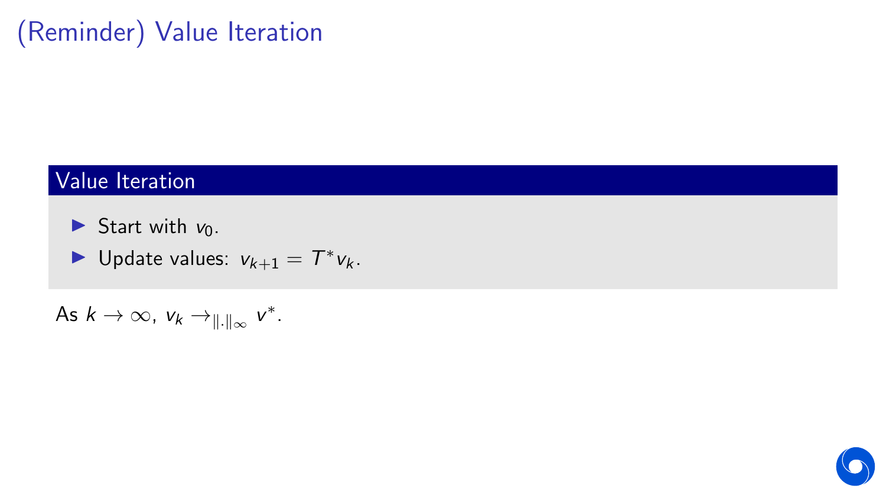# (Reminder) Value Iteration

### Value Iteration

- Start with $v_0$.
- Update values: $v_{k+1} = T^* v_k$.

As $k \to \infty$, $v_k \to_{\|.\|_\infty} v^*$.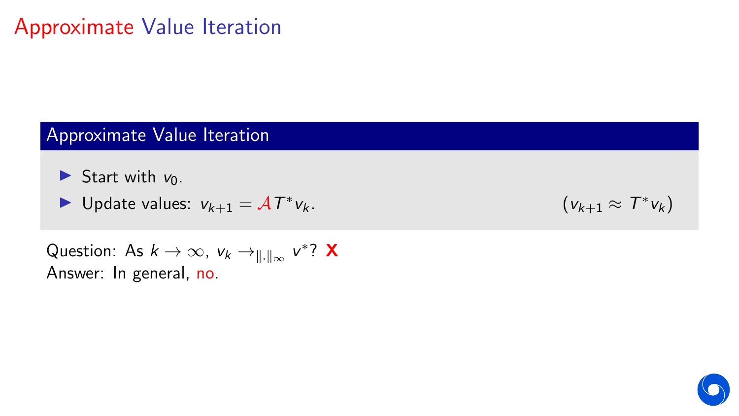# Approximate Value Iteration

### Approximate Value Iteration

- Start with $v_0$.
- Update values: $v_{k+1} = \mathcal{A} T^* v_k$. $\quad (v_{k+1} \approx T^* v_k)$

Question: As $k \to \infty$, $v_k \to_{\|\cdot\|_\infty} v^*$? **X**

Answer: In general, no.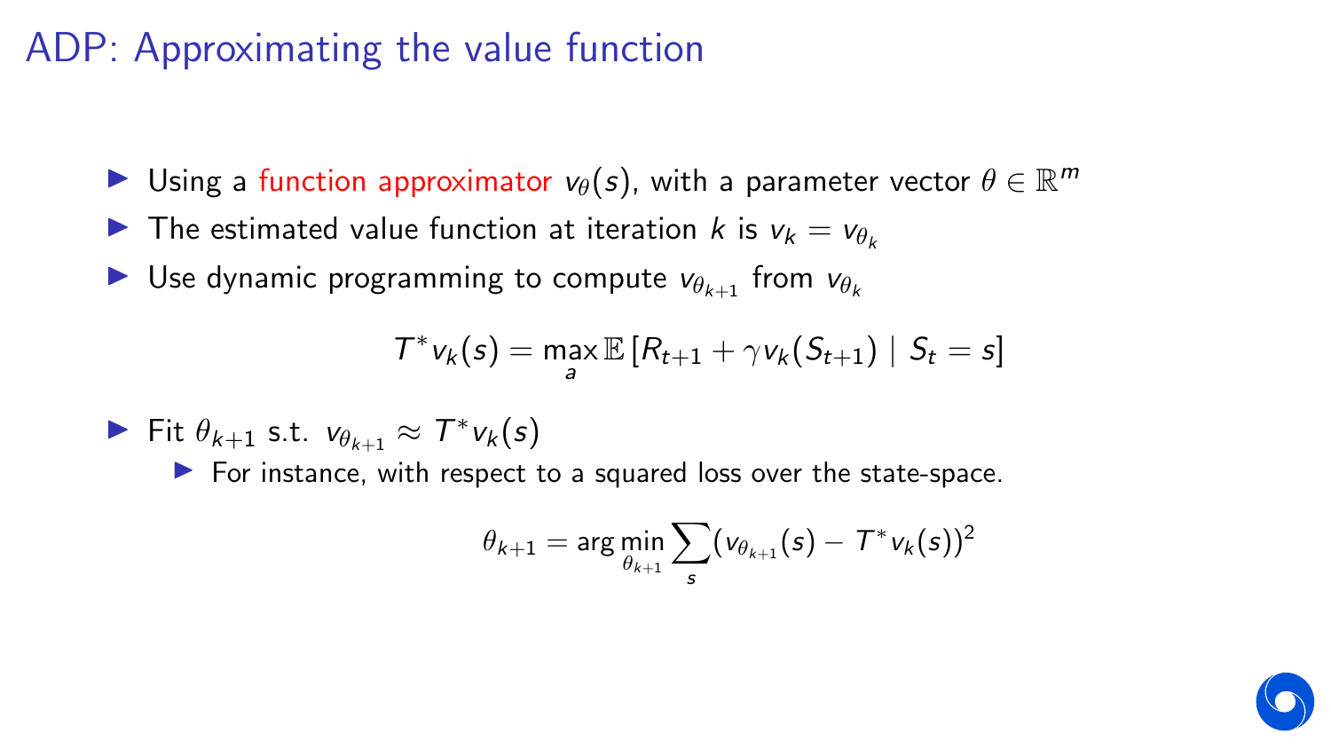# ADP: Approximating the value function

- Using a function approximator $v_\theta(s)$, with a parameter vector $\theta \in \mathbb{R}^m$
- The estimated value function at iteration $k$ is $v_k = v_{\theta_k}$
- Use dynamic programming to compute $v_{\theta_{k+1}}$ from $v_{\theta_k}$

$$T^* v_k(s) = \max_a \mathbb{E}\left[R_{t+1} + \gamma v_k(S_{t+1}) \mid S_t = s\right]$$

- Fit $\theta_{k+1}$ s.t. $v_{\theta_{k+1}} \approx T^* v_k(s)$
  - For instance, with respect to a squared loss over the state-space.

$$\theta_{k+1} = \arg\min_{\theta_{k+1}} \sum_s \left(v_{\theta_{k+1}}(s) - T^* v_k(s)\right)^2$$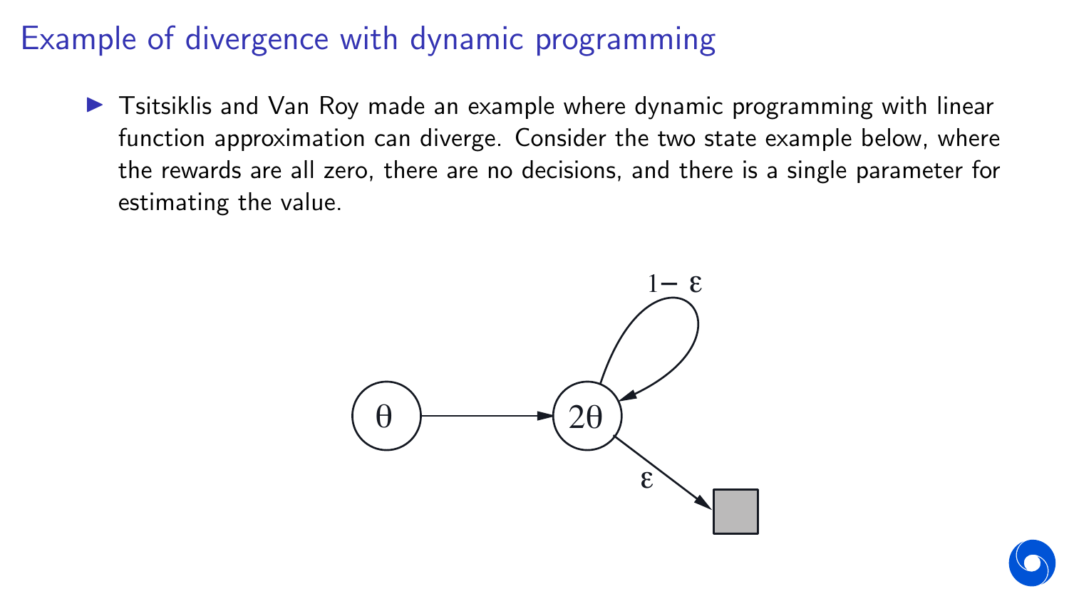# Example of divergence with dynamic programming

- Tsitsiklis and Van Roy made an example where dynamic programming with linear function approximation can diverge. Consider the two state example below, where the rewards are all zero, there are no decisions, and there is a single parameter for estimating the value.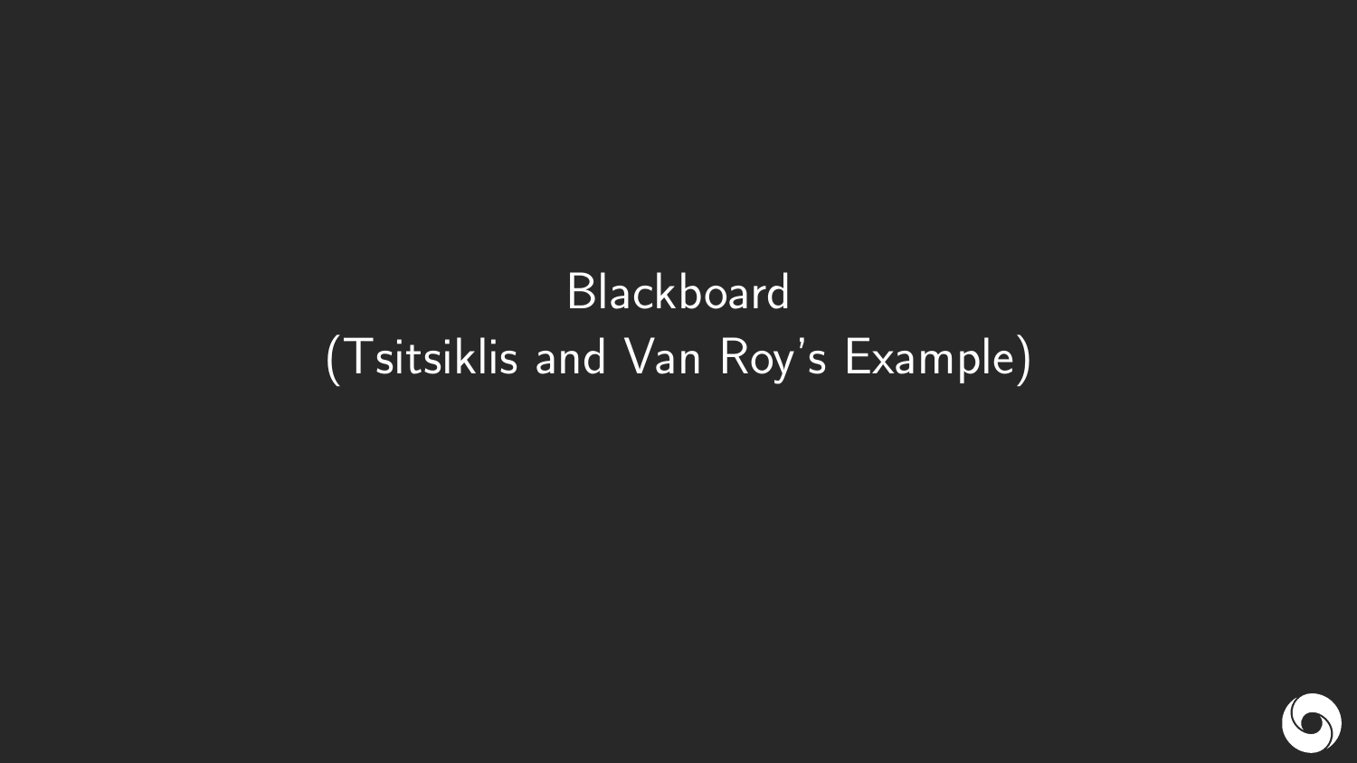Blackboard
(Tsitsiklis and Van Roy's Example)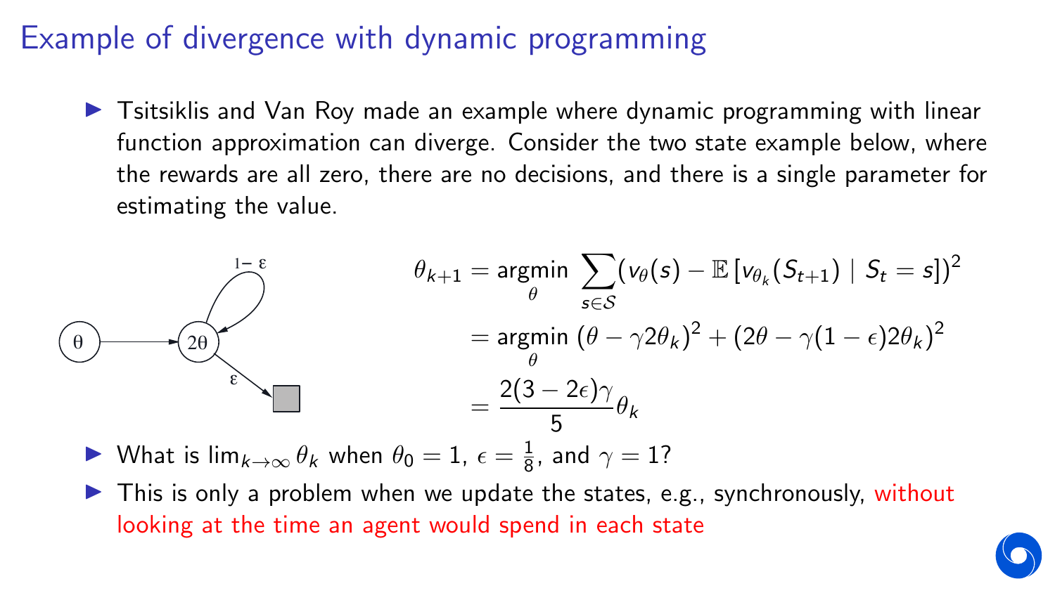# Example of divergence with dynamic programming

- Tsitsiklis and Van Roy made an example where dynamic programming with linear function approximation can diverge. Consider the two state example below, where the rewards are all zero, there are no decisions, and there is a single parameter for estimating the value.

$$
\begin{aligned}
\theta_{k+1} &= \underset{\theta}{\operatorname{argmin}} \sum_{s \in \mathcal{S}} \left( v_\theta(s) - \mathbb{E}\left[ v_{\theta_k}(S_{t+1}) \mid S_t = s \right] \right)^2 \\
&= \underset{\theta}{\operatorname{argmin}} \ (\theta - \gamma 2\theta_k)^2 + (2\theta - \gamma(1-\epsilon)2\theta_k)^2 \\
&= \frac{2(3-2\epsilon)\gamma}{5}\theta_k
\end{aligned}
$$

- What is $\lim_{k\to\infty} \theta_k$ when $\theta_0 = 1$, $\epsilon = \frac{1}{8}$, and $\gamma = 1$?
- This is only a problem when we update the states, e.g., synchronously, without looking at the time an agent would spend in each state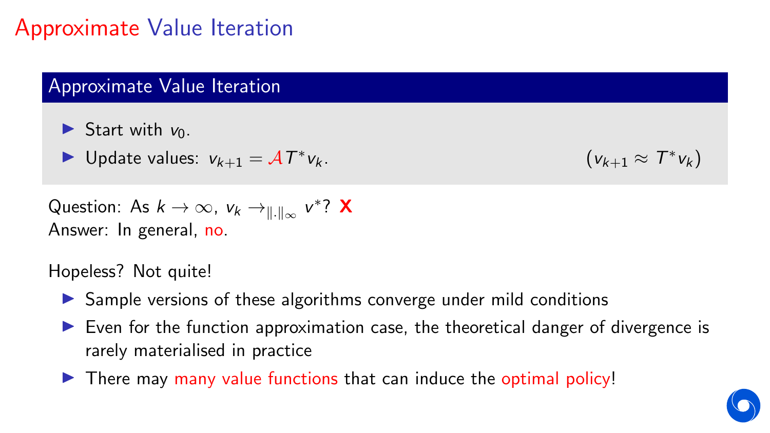# Approximate Value Iteration

## Approximate Value Iteration

- Start with $v_0$.
- Update values: $v_{k+1} = \mathcal{A} T^* v_k$. $\quad (v_{k+1} \approx T^* v_k)$

Question: As $k \to \infty$, $v_k \to_{\|\cdot\|_\infty} v^*$? **X**

Answer: In general, no.

Hopeless? Not quite!

- Sample versions of these algorithms converge under mild conditions
- Even for the function approximation case, the theoretical danger of divergence is rarely materialised in practice
- There may many value functions that can induce the optimal policy!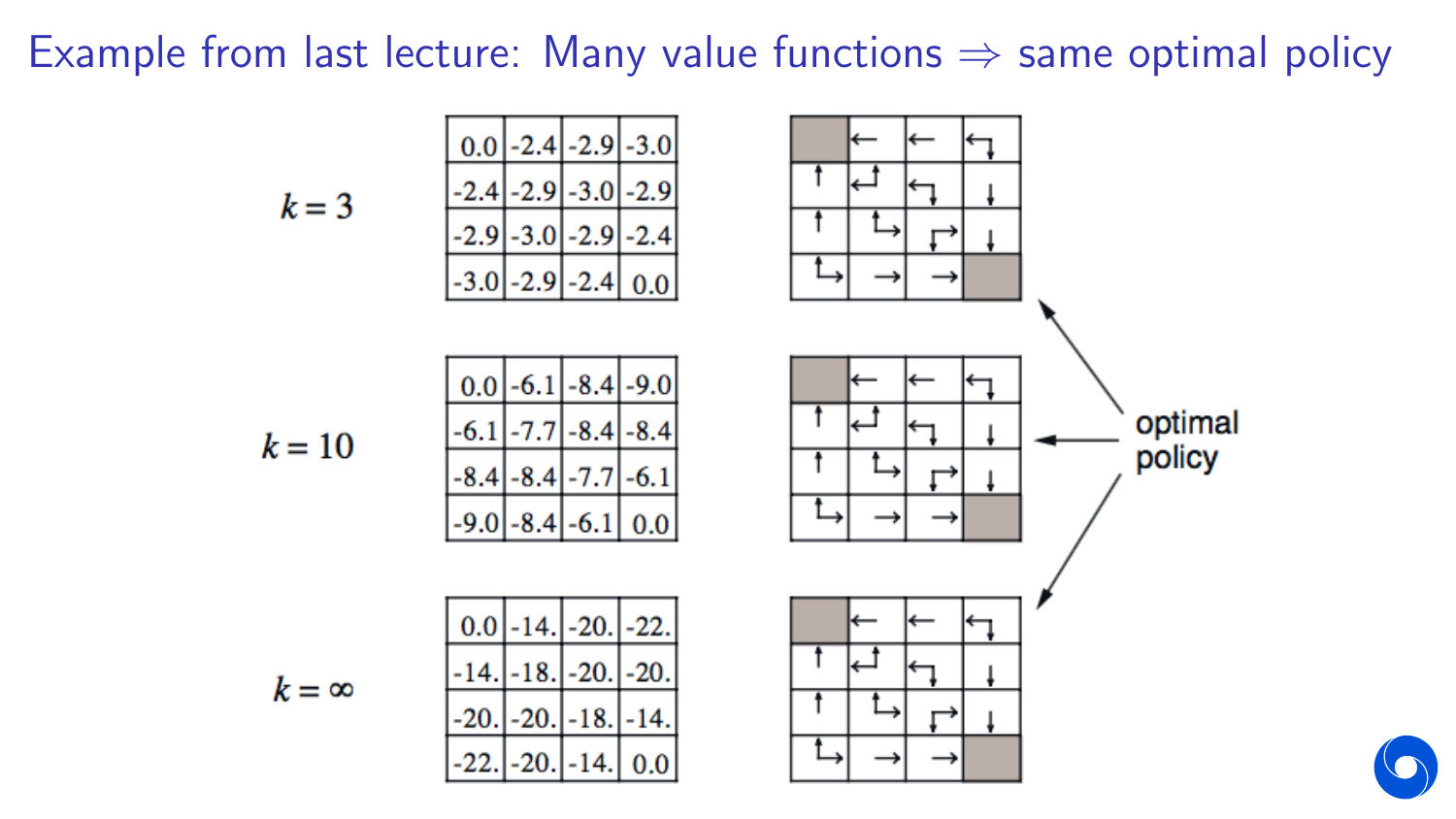# Example from last lecture: Many value functions ⇒ same optimal policy

$k = 3$

| 0.0 | -2.4 | -2.9 | -3.0 |
|---|---|---|---|
| -2.4 | -2.9 | -3.0 | -2.9 |
| -2.9 | -3.0 | -2.9 | -2.4 |
| -3.0 | -2.9 | -2.4 | 0.0 |

$k = 10$

| 0.0 | -6.1 | -8.4 | -9.0 |
|---|---|---|---|
| -6.1 | -7.7 | -8.4 | -8.4 |
| -8.4 | -8.4 | -7.7 | -6.1 |
| -9.0 | -8.4 | -6.1 | 0.0 |

$k = \infty$

| 0.0 | -14. | -20. | -22. |
|---|---|---|---|
| -14. | -18. | -20. | -20. |
| -20. | -20. | -18. | -14. |
| -22. | -20. | -14. | 0.0 |

optimal policy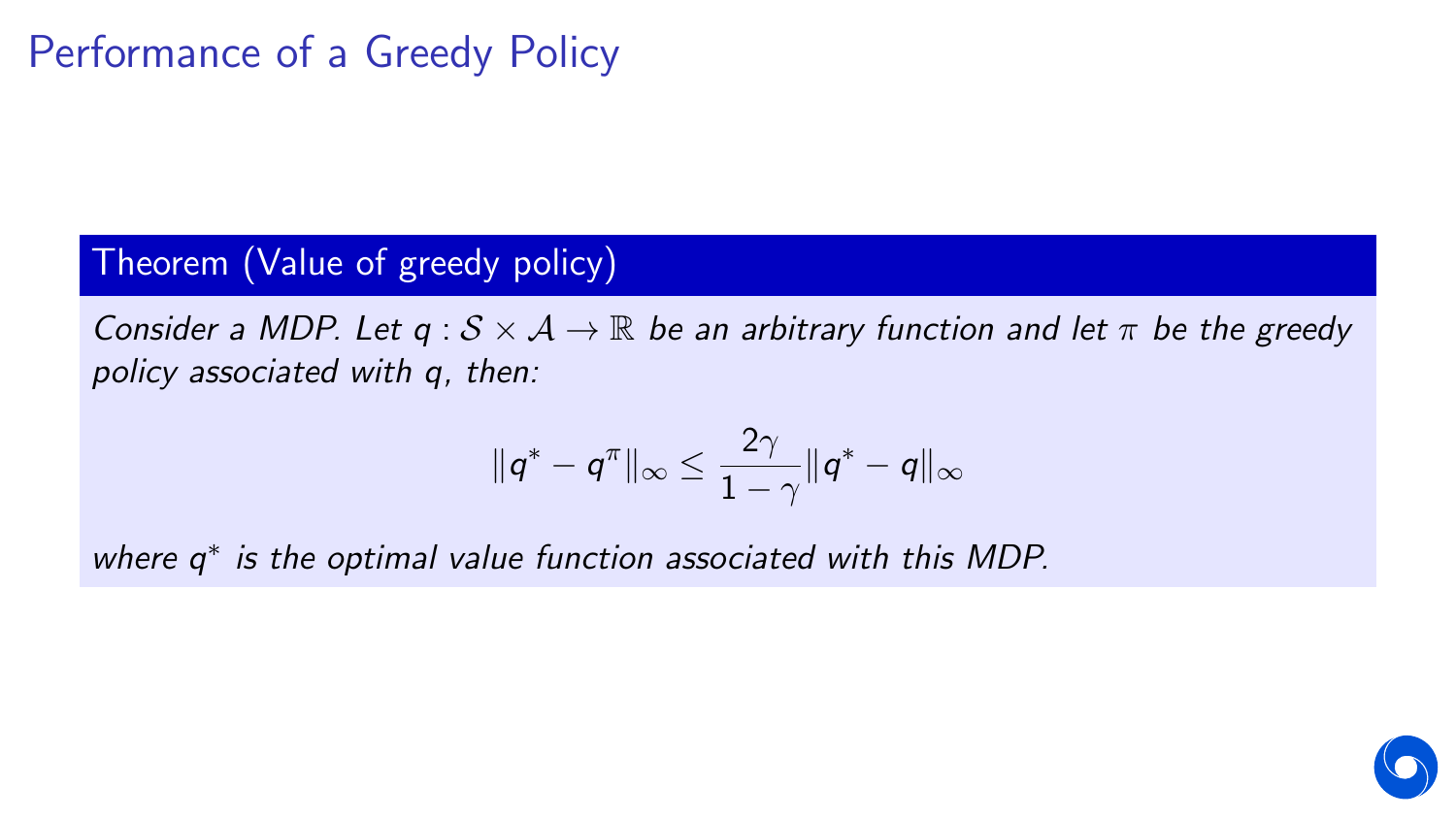# Performance of a Greedy Policy

**Theorem (Value of greedy policy)**

*Consider a MDP. Let $q : \mathcal{S} \times \mathcal{A} \to \mathbb{R}$ be an arbitrary function and let $\pi$ be the greedy policy associated with $q$, then:*

$$\|q^* - q^\pi\|_\infty \leq \frac{2\gamma}{1-\gamma}\|q^* - q\|_\infty$$

*where $q^*$ is the optimal value function associated with this MDP.*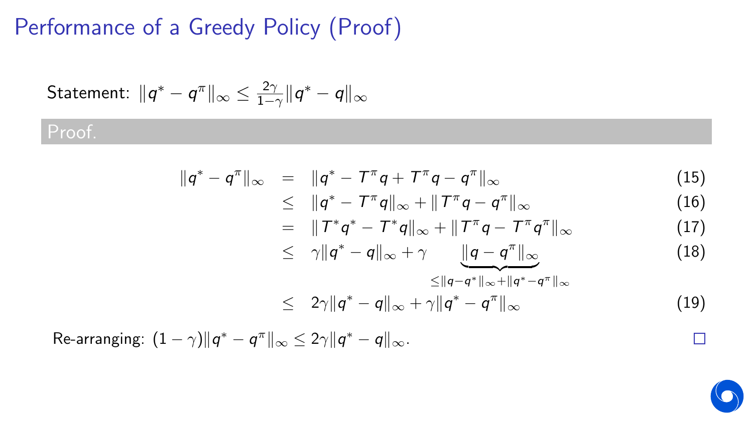# Performance of a Greedy Policy (Proof)

Statement: $\|q^* - q^\pi\|_\infty \leq \frac{2\gamma}{1-\gamma}\|q^* - q\|_\infty$

**Proof.**

$$
\begin{aligned}
\|q^* - q^\pi\|_\infty &= \|q^* - T^\pi q + T^\pi q - q^\pi\|_\infty && (15)\\
&\leq \|q^* - T^\pi q\|_\infty + \|T^\pi q - q^\pi\|_\infty && (16)\\
&= \|T^* q^* - T^* q\|_\infty + \|T^\pi q - T^\pi q^\pi\|_\infty && (17)\\
&\leq \gamma\|q^* - q\|_\infty + \gamma \underbrace{\|q - q^\pi\|_\infty}_{\leq \|q - q^*\|_\infty + \|q^* - q^\pi\|_\infty} && (18)\\
&\leq 2\gamma\|q^* - q\|_\infty + \gamma\|q^* - q^\pi\|_\infty && (19)
\end{aligned}
$$

Re-arranging: $(1-\gamma)\|q^* - q^\pi\|_\infty \leq 2\gamma\|q^* - q\|_\infty$. □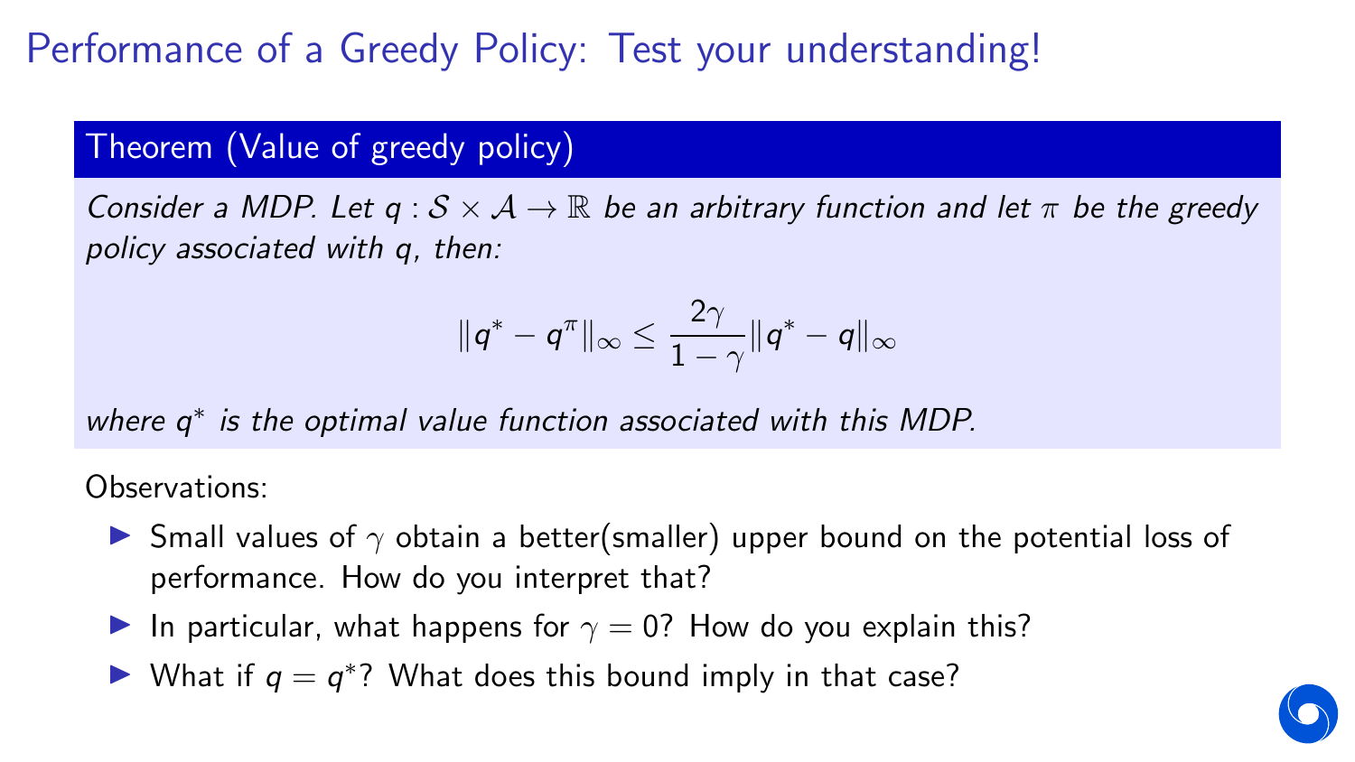# Performance of a Greedy Policy: Test your understanding!

**Theorem (Value of greedy policy)**

*Consider a MDP. Let $q : \mathcal{S} \times \mathcal{A} \to \mathbb{R}$ be an arbitrary function and let $\pi$ be the greedy policy associated with $q$, then:*

$$\|q^* - q^\pi\|_\infty \leq \frac{2\gamma}{1-\gamma}\|q^* - q\|_\infty$$

*where $q^*$ is the optimal value function associated with this MDP.*

Observations:

- Small values of $\gamma$ obtain a better(smaller) upper bound on the potential loss of performance. How do you interpret that?
- In particular, what happens for $\gamma = 0$? How do you explain this?
- What if $q = q^*$? What does this bound imply in that case?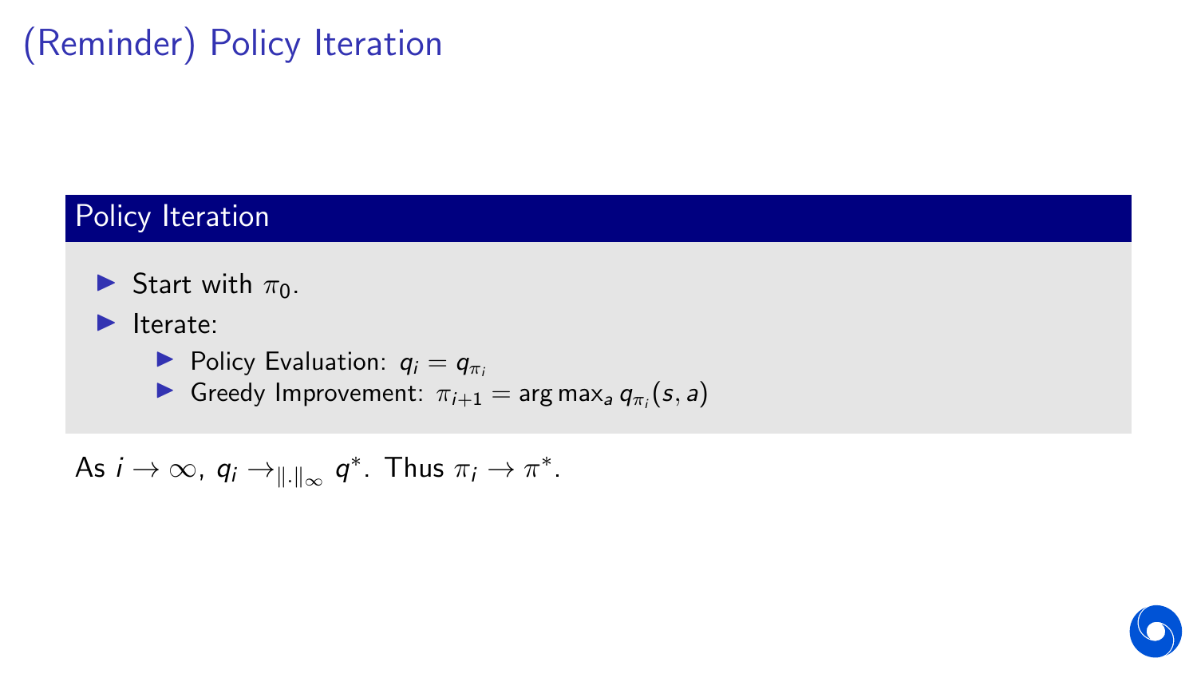# (Reminder) Policy Iteration

### Policy Iteration

- Start with $\pi_0$.
- Iterate:
  - Policy Evaluation: $q_i = q_{\pi_i}$
  - Greedy Improvement: $\pi_{i+1} = \arg\max_a q_{\pi_i}(s, a)$

As $i \to \infty$, $q_i \to_{\|.\|_\infty} q^*$. Thus $\pi_i \to \pi^*$.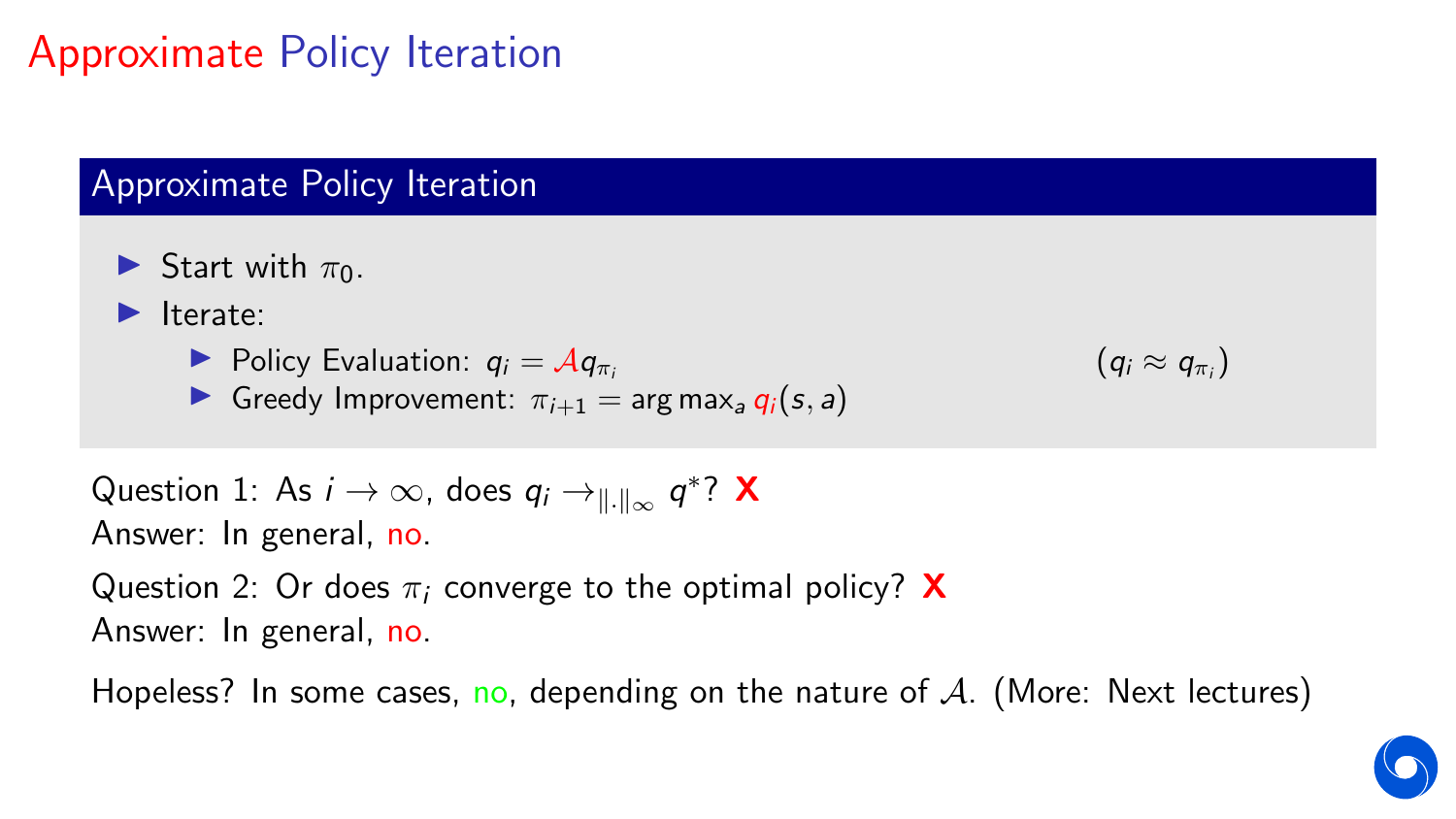# Approximate Policy Iteration

## Approximate Policy Iteration

- Start with $\pi_0$.
- Iterate:
  - Policy Evaluation: $q_i = \mathcal{A} q_{\pi_i}$ $\quad (q_i \approx q_{\pi_i})$
  - Greedy Improvement: $\pi_{i+1} = \arg\max_a q_i(s, a)$

Question 1: As $i \to \infty$, does $q_i \to_{\|.\|_\infty} q^*$? **X**
Answer: In general, no.

Question 2: Or does $\pi_i$ converge to the optimal policy? **X**
Answer: In general, no.

Hopeless? In some cases, no, depending on the nature of $\mathcal{A}$. (More: Next lectures)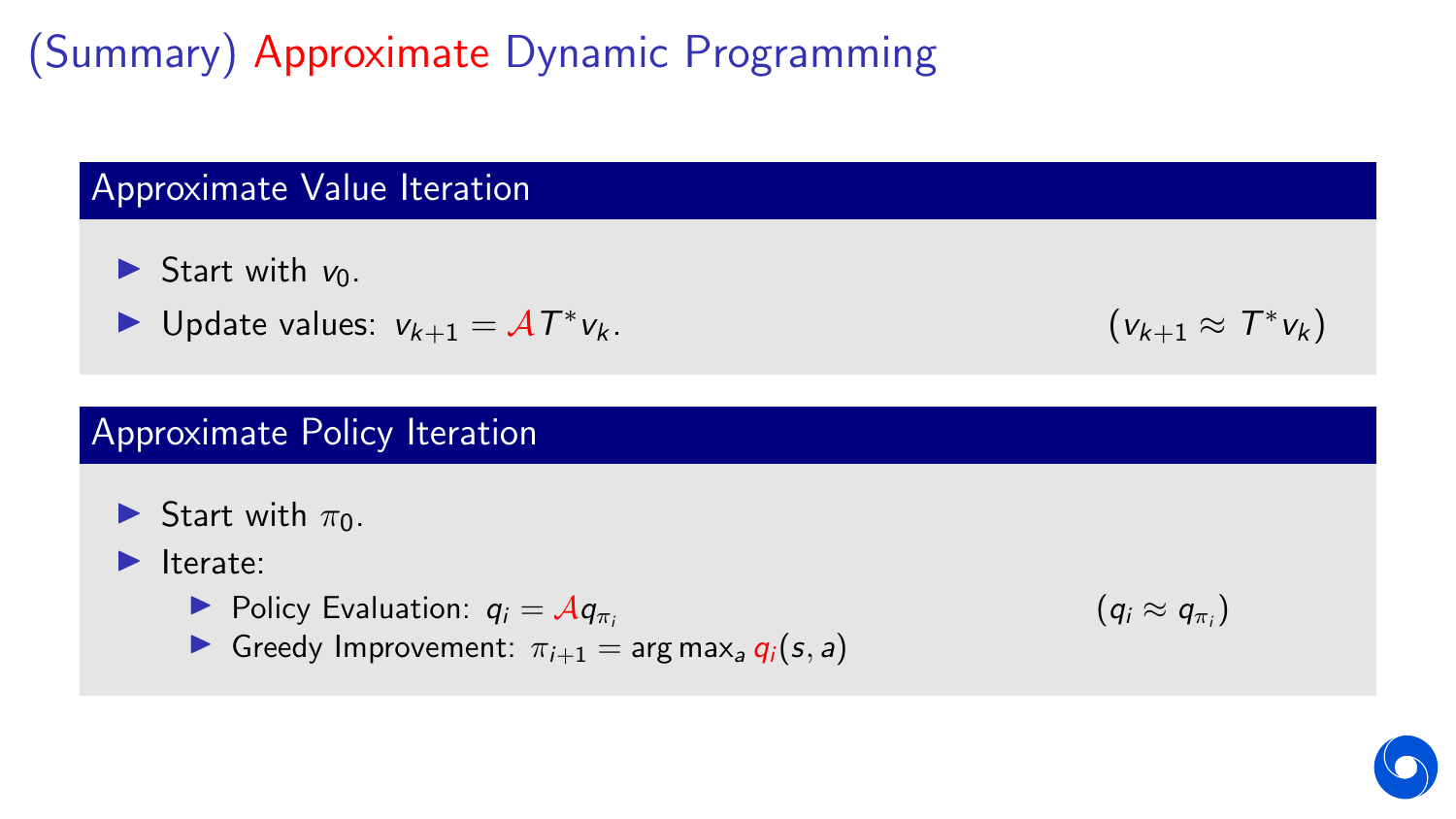# (Summary) Approximate Dynamic Programming

## Approximate Value Iteration

- Start with $v_0$.
- Update values: $v_{k+1} = \mathcal{A} T^* v_k$. $\quad (v_{k+1} \approx T^* v_k)$

## Approximate Policy Iteration

- Start with $\pi_0$.
- Iterate:
  - Policy Evaluation: $q_i = \mathcal{A} q_{\pi_i}$ $\quad (q_i \approx q_{\pi_i})$
  - Greedy Improvement: $\pi_{i+1} = \arg\max_a q_i(s, a)$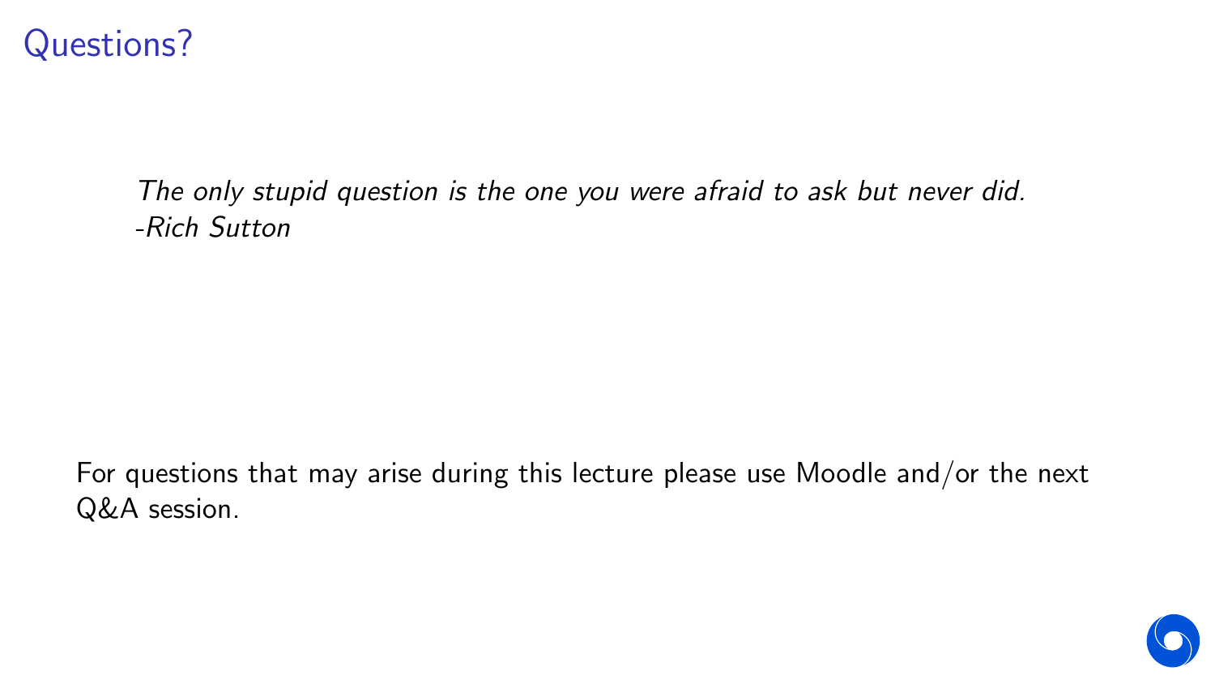# Questions?

*The only stupid question is the one you were afraid to ask but never did.*
*-Rich Sutton*

For questions that may arise during this lecture please use Moodle and/or the next Q&A session.